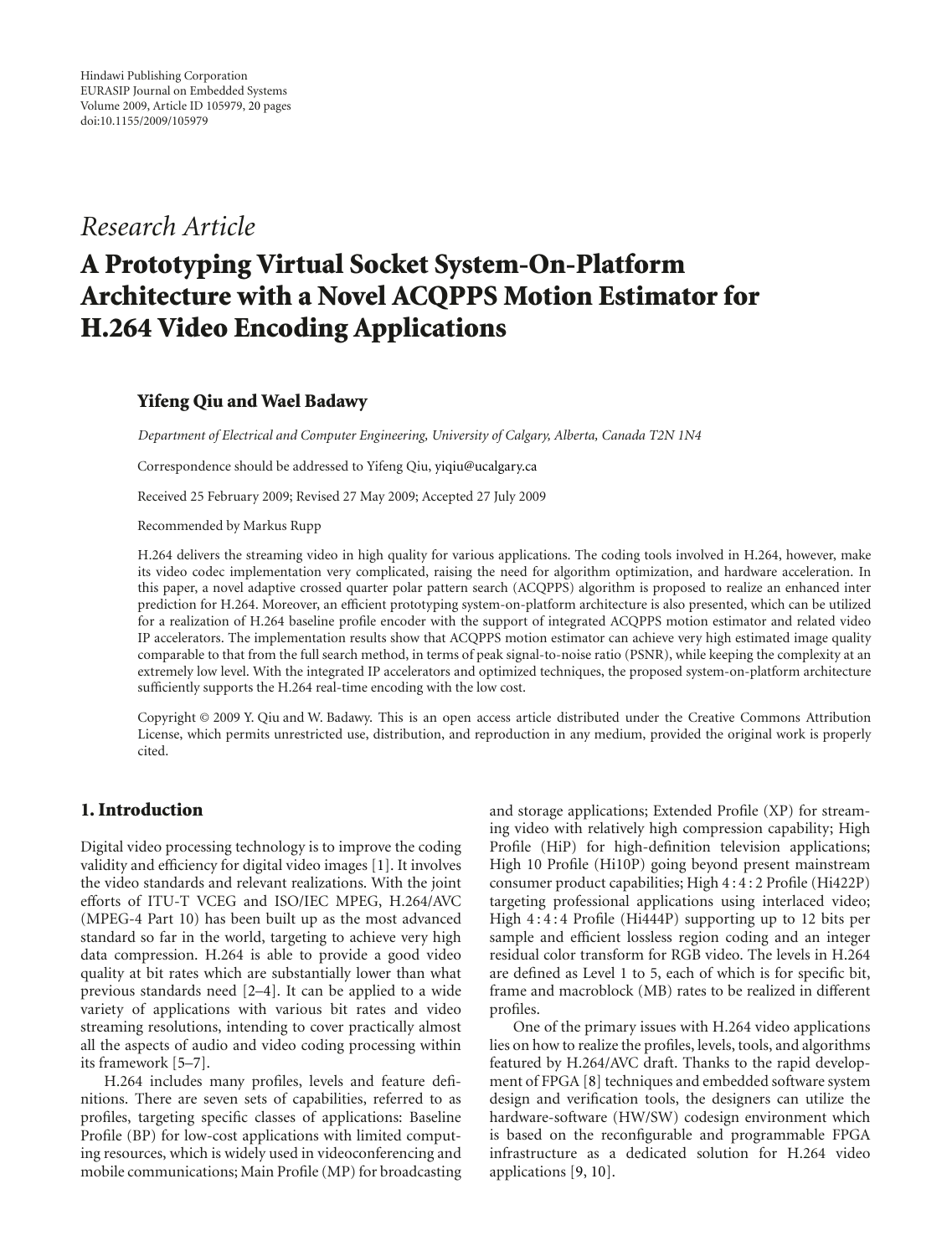Hindawi Publishing Corporation
EURASIP Journal on Embedded Systems
Volume 2009, Article ID 105979, 20 pages
doi:10.1155/2009/105979

*Research Article*

# A Prototyping Virtual Socket System-On-Platform Architecture with a Novel ACQPPS Motion Estimator for H.264 Video Encoding Applications

**Yifeng Qiu and Wael Badawy**

*Department of Electrical and Computer Engineering, University of Calgary, Alberta, Canada T2N 1N4*

Correspondence should be addressed to Yifeng Qiu, yiqiu@ucalgary.ca

Received 25 February 2009; Revised 27 May 2009; Accepted 27 July 2009

Recommended by Markus Rupp

H.264 delivers the streaming video in high quality for various applications. The coding tools involved in H.264, however, make its video codec implementation very complicated, raising the need for algorithm optimization, and hardware acceleration. In this paper, a novel adaptive crossed quarter polar pattern search (ACQPPS) algorithm is proposed to realize an enhanced inter prediction for H.264. Moreover, an efficient prototyping system-on-platform architecture is also presented, which can be utilized for a realization of H.264 baseline profile encoder with the support of integrated ACQPPS motion estimator and related video IP accelerators. The implementation results show that ACQPPS motion estimator can achieve very high estimated image quality comparable to that from the full search method, in terms of peak signal-to-noise ratio (PSNR), while keeping the complexity at an extremely low level. With the integrated IP accelerators and optimized techniques, the proposed system-on-platform architecture sufficiently supports the H.264 real-time encoding with the low cost.

Copyright © 2009 Y. Qiu and W. Badawy. This is an open access article distributed under the Creative Commons Attribution License, which permits unrestricted use, distribution, and reproduction in any medium, provided the original work is properly cited.

## 1. Introduction

Digital video processing technology is to improve the coding validity and efficiency for digital video images [1]. It involves the video standards and relevant realizations. With the joint efforts of ITU-T VCEG and ISO/IEC MPEG, H.264/AVC (MPEG-4 Part 10) has been built up as the most advanced standard so far in the world, targeting to achieve very high data compression. H.264 is able to provide a good video quality at bit rates which are substantially lower than what previous standards need [2–4]. It can be applied to a wide variety of applications with various bit rates and video streaming resolutions, intending to cover practically almost all the aspects of audio and video coding processing within its framework [5–7].

H.264 includes many profiles, levels and feature definitions. There are seven sets of capabilities, referred to as profiles, targeting specific classes of applications: Baseline Profile (BP) for low-cost applications with limited computing resources, which is widely used in videoconferencing and mobile communications; Main Profile (MP) for broadcasting and storage applications; Extended Profile (XP) for streaming video with relatively high compression capability; High Profile (HiP) for high-definition television applications; High 10 Profile (Hi10P) going beyond present mainstream consumer product capabilities; High 4 : 4 : 2 Profile (Hi422P) targeting professional applications using interlaced video; High 4 : 4 : 4 Profile (Hi444P) supporting up to 12 bits per sample and efficient lossless region coding and an integer residual color transform for RGB video. The levels in H.264 are defined as Level 1 to 5, each of which is for specific bit, frame and macroblock (MB) rates to be realized in different profiles.

One of the primary issues with H.264 video applications lies on how to realize the profiles, levels, tools, and algorithms featured by H.264/AVC draft. Thanks to the rapid development of FPGA [8] techniques and embedded software system design and verification tools, the designers can utilize the hardware-software (HW/SW) codesign environment which is based on the reconfigurable and programmable FPGA infrastructure as a dedicated solution for H.264 video applications [9, 10].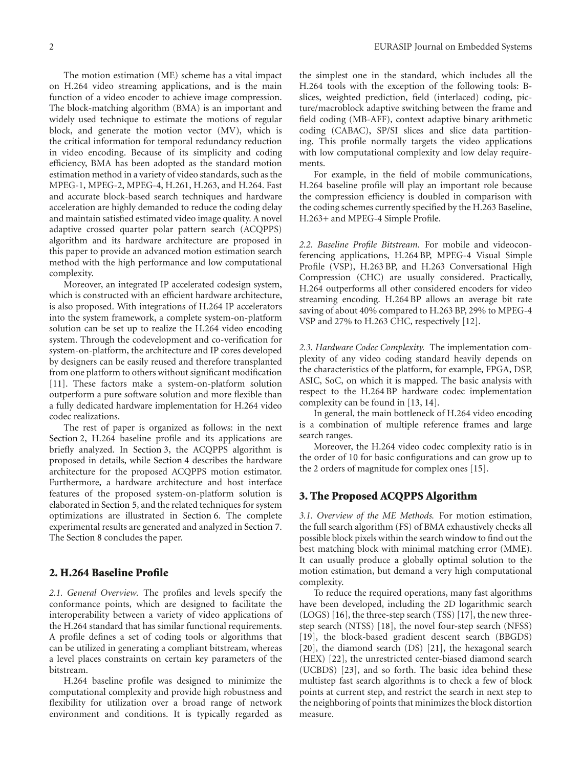The motion estimation (ME) scheme has a vital impact on H.264 video streaming applications, and is the main function of a video encoder to achieve image compression. The block-matching algorithm (BMA) is an important and widely used technique to estimate the motions of regular block, and generate the motion vector (MV), which is the critical information for temporal redundancy reduction in video encoding. Because of its simplicity and coding efficiency, BMA has been adopted as the standard motion estimation method in a variety of video standards, such as the MPEG-1, MPEG-2, MPEG-4, H.261, H.263, and H.264. Fast and accurate block-based search techniques and hardware acceleration are highly demanded to reduce the coding delay and maintain satisfied estimated video image quality. A novel adaptive crossed quarter polar pattern search (ACQPPS) algorithm and its hardware architecture are proposed in this paper to provide an advanced motion estimation search method with the high performance and low computational complexity.

Moreover, an integrated IP accelerated codesign system, which is constructed with an efficient hardware architecture, is also proposed. With integrations of H.264 IP accelerators into the system framework, a complete system-on-platform solution can be set up to realize the H.264 video encoding system. Through the codevelopment and co-verification for system-on-platform, the architecture and IP cores developed by designers can be easily reused and therefore transplanted from one platform to others without significant modification [11]. These factors make a system-on-platform solution outperform a pure software solution and more flexible than a fully dedicated hardware implementation for H.264 video codec realizations.

The rest of paper is organized as follows: in the next Section 2, H.264 baseline profile and its applications are briefly analyzed. In Section 3, the ACQPPS algorithm is proposed in details, while Section 4 describes the hardware architecture for the proposed ACQPPS motion estimator. Furthermore, a hardware architecture and host interface features of the proposed system-on-platform solution is elaborated in Section 5, and the related techniques for system optimizations are illustrated in Section 6. The complete experimental results are generated and analyzed in Section 7. The Section 8 concludes the paper.

## 2. H.264 Baseline Profile

*2.1. General Overview.* The profiles and levels specify the conformance points, which are designed to facilitate the interoperability between a variety of video applications of the H.264 standard that has similar functional requirements. A profile defines a set of coding tools or algorithms that can be utilized in generating a compliant bitstream, whereas a level places constraints on certain key parameters of the bitstream.

H.264 baseline profile was designed to minimize the computational complexity and provide high robustness and flexibility for utilization over a broad range of network environment and conditions. It is typically regarded as the simplest one in the standard, which includes all the H.264 tools with the exception of the following tools: B-slices, weighted prediction, field (interlaced) coding, picture/macroblock adaptive switching between the frame and field coding (MB-AFF), context adaptive binary arithmetic coding (CABAC), SP/SI slices and slice data partitioning. This profile normally targets the video applications with low computational complexity and low delay requirements.

For example, in the field of mobile communications, H.264 baseline profile will play an important role because the compression efficiency is doubled in comparison with the coding schemes currently specified by the H.263 Baseline, H.263+ and MPEG-4 Simple Profile.

*2.2. Baseline Profile Bitstream.* For mobile and videoconferencing applications, H.264 BP, MPEG-4 Visual Simple Profile (VSP), H.263 BP, and H.263 Conversational High Compression (CHC) are usually considered. Practically, H.264 outperforms all other considered encoders for video streaming encoding. H.264 BP allows an average bit rate saving of about 40% compared to H.263 BP, 29% to MPEG-4 VSP and 27% to H.263 CHC, respectively [12].

*2.3. Hardware Codec Complexity.* The implementation complexity of any video coding standard heavily depends on the characteristics of the platform, for example, FPGA, DSP, ASIC, SoC, on which it is mapped. The basic analysis with respect to the H.264 BP hardware codec implementation complexity can be found in [13, 14].

In general, the main bottleneck of H.264 video encoding is a combination of multiple reference frames and large search ranges.

Moreover, the H.264 video codec complexity ratio is in the order of 10 for basic configurations and can grow up to the 2 orders of magnitude for complex ones [15].

## 3. The Proposed ACQPPS Algorithm

*3.1. Overview of the ME Methods.* For motion estimation, the full search algorithm (FS) of BMA exhaustively checks all possible block pixels within the search window to find out the best matching block with minimal matching error (MME). It can usually produce a globally optimal solution to the motion estimation, but demand a very high computational complexity.

To reduce the required operations, many fast algorithms have been developed, including the 2D logarithmic search (LOGS) [16], the three-step search (TSS) [17], the new three-step search (NTSS) [18], the novel four-step search (NFSS) [19], the block-based gradient descent search (BBGDS) [20], the diamond search (DS) [21], the hexagonal search (HEX) [22], the unrestricted center-biased diamond search (UCBDS) [23], and so forth. The basic idea behind these multistep fast search algorithms is to check a few of block points at current step, and restrict the search in next step to the neighboring of points that minimizes the block distortion measure.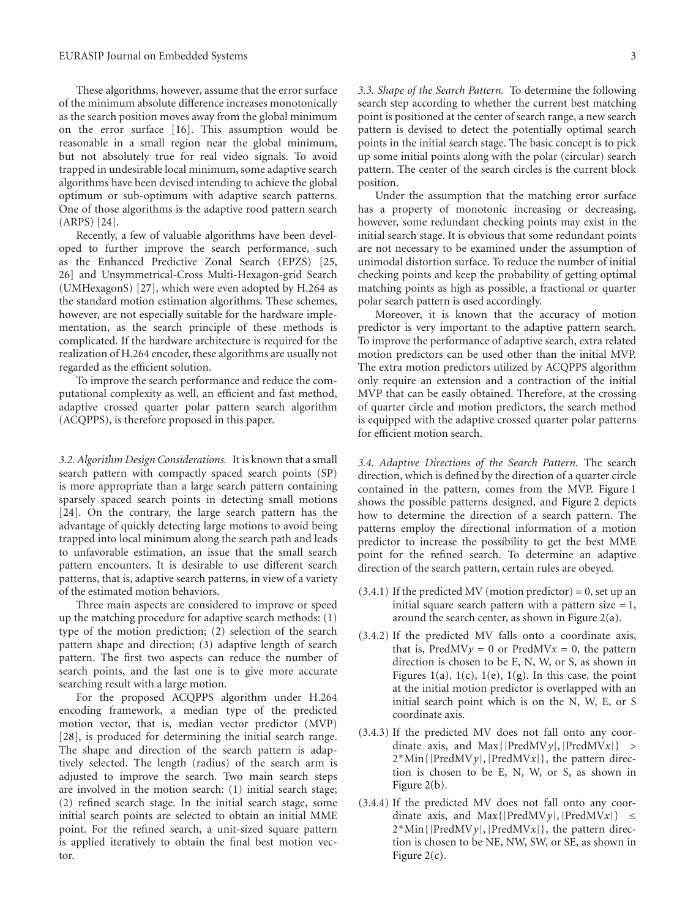These algorithms, however, assume that the error surface of the minimum absolute difference increases monotonically as the search position moves away from the global minimum on the error surface [16]. This assumption would be reasonable in a small region near the global minimum, but not absolutely true for real video signals. To avoid trapped in undesirable local minimum, some adaptive search algorithms have been devised intending to achieve the global optimum or sub-optimum with adaptive search patterns. One of those algorithms is the adaptive rood pattern search (ARPS) [24].

Recently, a few of valuable algorithms have been developed to further improve the search performance, such as the Enhanced Predictive Zonal Search (EPZS) [25, 26] and Unsymmetrical-Cross Multi-Hexagon-grid Search (UMHexagonS) [27], which were even adopted by H.264 as the standard motion estimation algorithms. These schemes, however, are not especially suitable for the hardware implementation, as the search principle of these methods is complicated. If the hardware architecture is required for the realization of H.264 encoder, these algorithms are usually not regarded as the efficient solution.

To improve the search performance and reduce the computational complexity as well, an efficient and fast method, adaptive crossed quarter polar pattern search algorithm (ACQPPS), is therefore proposed in this paper.

*3.2. Algorithm Design Considerations.* It is known that a small search pattern with compactly spaced search points (SP) is more appropriate than a large search pattern containing sparsely spaced search points in detecting small motions [24]. On the contrary, the large search pattern has the advantage of quickly detecting large motions to avoid being trapped into local minimum along the search path and leads to unfavorable estimation, an issue that the small search pattern encounters. It is desirable to use different search patterns, that is, adaptive search patterns, in view of a variety of the estimated motion behaviors.

Three main aspects are considered to improve or speed up the matching procedure for adaptive search methods: (1) type of the motion prediction; (2) selection of the search pattern shape and direction; (3) adaptive length of search pattern. The first two aspects can reduce the number of search points, and the last one is to give more accurate searching result with a large motion.

For the proposed ACQPPS algorithm under H.264 encoding framework, a median type of the predicted motion vector, that is, median vector predictor (MVP) [28], is produced for determining the initial search range. The shape and direction of the search pattern is adaptively selected. The length (radius) of the search arm is adjusted to improve the search. Two main search steps are involved in the motion search: (1) initial search stage; (2) refined search stage. In the initial search stage, some initial search points are selected to obtain an initial MME point. For the refined search, a unit-sized square pattern is applied iteratively to obtain the final best motion vector.

*3.3. Shape of the Search Pattern.* To determine the following search step according to whether the current best matching point is positioned at the center of search range, a new search pattern is devised to detect the potentially optimal search points in the initial search stage. The basic concept is to pick up some initial points along with the polar (circular) search pattern. The center of the search circles is the current block position.

Under the assumption that the matching error surface has a property of monotonic increasing or decreasing, however, some redundant checking points may exist in the initial search stage. It is obvious that some redundant points are not necessary to be examined under the assumption of unimodal distortion surface. To reduce the number of initial checking points and keep the probability of getting optimal matching points as high as possible, a fractional or quarter polar search pattern is used accordingly.

Moreover, it is known that the accuracy of motion predictor is very important to the adaptive pattern search. To improve the performance of adaptive search, extra related motion predictors can be used other than the initial MVP. The extra motion predictors utilized by ACQPPS algorithm only require an extension and a contraction of the initial MVP that can be easily obtained. Therefore, at the crossing of quarter circle and motion predictors, the search method is equipped with the adaptive crossed quarter polar patterns for efficient motion search.

*3.4. Adaptive Directions of the Search Pattern.* The search direction, which is defined by the direction of a quarter circle contained in the pattern, comes from the MVP. Figure 1 shows the possible patterns designed, and Figure 2 depicts how to determine the direction of a search pattern. The patterns employ the directional information of a motion predictor to increase the possibility to get the best MME point for the refined search. To determine an adaptive direction of the search pattern, certain rules are obeyed.

(3.4.1) If the predicted MV (motion predictor) = 0, set up an initial square search pattern with a pattern size = 1, around the search center, as shown in Figure 2(a).

(3.4.2) If the predicted MV falls onto a coordinate axis, that is, $PredMVy = 0$ or $PredMVx = 0$, the pattern direction is chosen to be E, N, W, or S, as shown in Figures 1(a), 1(c), 1(e), 1(g). In this case, the point at the initial motion predictor is overlapped with an initial search point which is on the N, W, E, or S coordinate axis.

(3.4.3) If the predicted MV does not fall onto any coordinate axis, and $\text{Max}\{|PredMVy|, |PredMVx|\} > 2^{*}\text{Min}\{|PredMVy|, |PredMVx|\}$, the pattern direction is chosen to be E, N, W, or S, as shown in Figure 2(b).

(3.4.4) If the predicted MV does not fall onto any coordinate axis, and $\text{Max}\{|PredMVy|, |PredMVx|\} \leq 2^{*}\text{Min}\{|PredMVy|, |PredMVx|\}$, the pattern direction is chosen to be NE, NW, SW, or SE, as shown in Figure 2(c).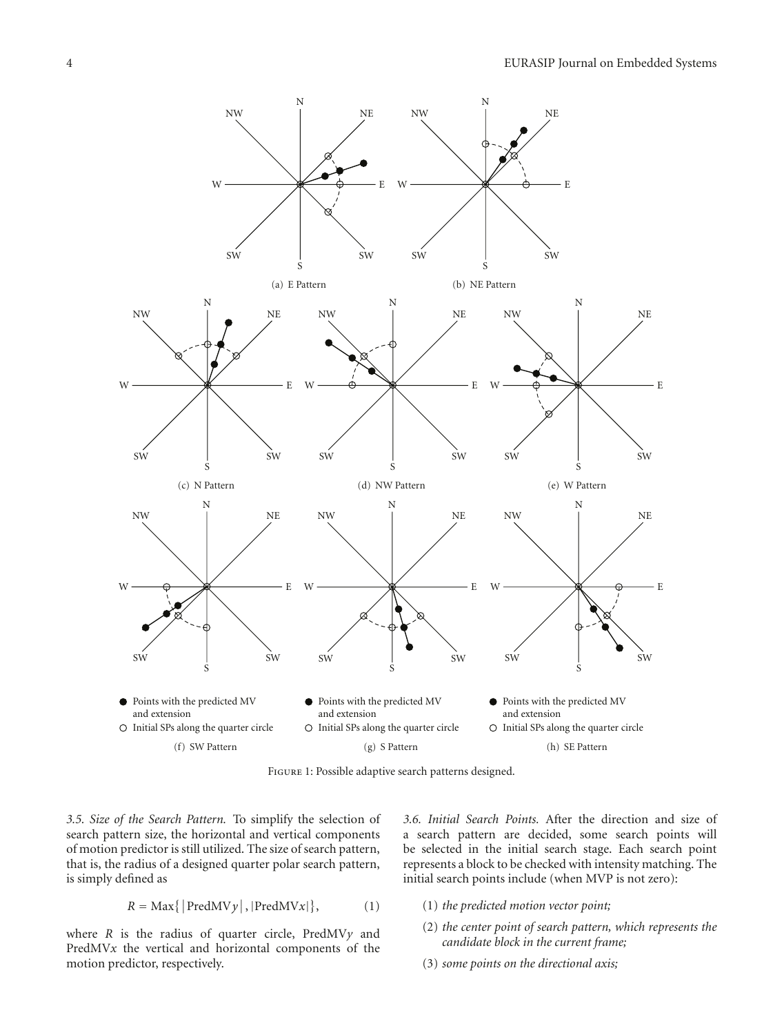Figure 1: Possible adaptive search patterns designed.

*3.5. Size of the Search Pattern.* To simplify the selection of search pattern size, the horizontal and vertical components of motion predictor is still utilized. The size of search pattern, that is, the radius of a designed quarter polar search pattern, is simply defined as

$$R = \mathrm{Max}\{|\mathrm{PredMV}y|, |\mathrm{PredMV}x|\}, \quad (1)$$

where $R$ is the radius of quarter circle, PredMV$y$ and PredMV$x$ the vertical and horizontal components of the motion predictor, respectively.

*3.6. Initial Search Points.* After the direction and size of a search pattern are decided, some search points will be selected in the initial search stage. Each search point represents a block to be checked with intensity matching. The initial search points include (when MVP is not zero):

(1) *the predicted motion vector point;*

(2) *the center point of search pattern, which represents the candidate block in the current frame;*

(3) *some points on the directional axis;*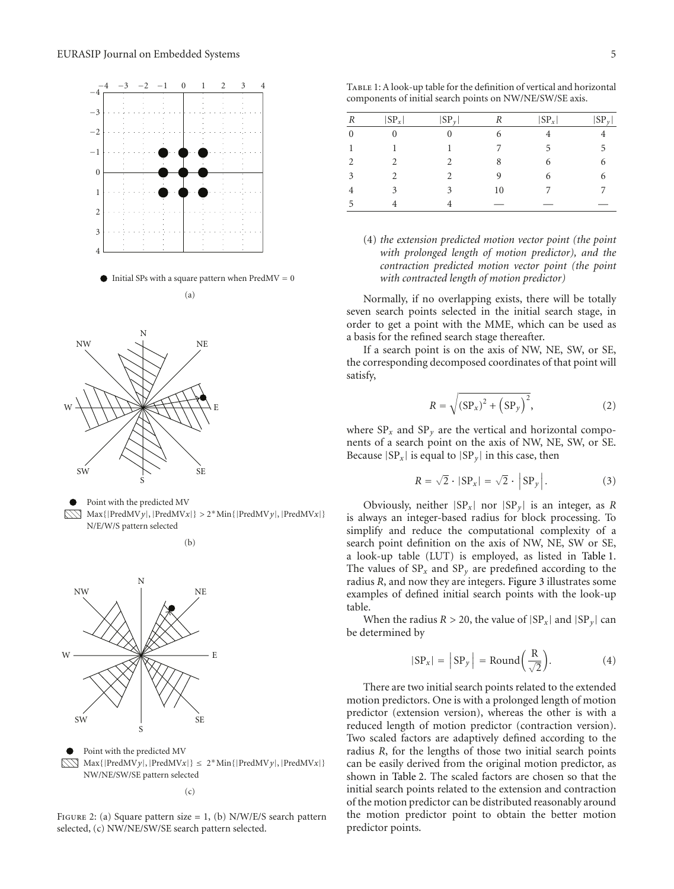Initial SPs with a square pattern when PredMV = 0

(a)

Point with the predicted MV

Max{|PredMV$y$|, |PredMV$x$|} > 2*Min{|PredMV$y$|, |PredMV$x$|} N/E/W/S pattern selected

(b)

Point with the predicted MV

Max{|PredMV$y$|, |PredMV$x$|} ≤ 2*Min{|PredMV$y$|, |PredMV$x$|} NW/NE/SW/SE pattern selected

(c)

Figure 2: (a) Square pattern size = 1, (b) N/W/E/S search pattern selected, (c) NW/NE/SW/SE search pattern selected.

Table 1: A look-up table for the definition of vertical and horizontal components of initial search points on NW/NE/SW/SE axis.

| $R$ | $\lvert SP_x \rvert$ | $\lvert SP_y \rvert$ | $R$ | $\lvert SP_x \rvert$ | $\lvert SP_y \rvert$ |
|---|---|---|---|---|---|
| 0 | 0 | 0 | 6 | 4 | 4 |
| 1 | 1 | 1 | 7 | 5 | 5 |
| 2 | 2 | 2 | 8 | 6 | 6 |
| 3 | 2 | 2 | 9 | 6 | 6 |
| 4 | 3 | 3 | 10 | 7 | 7 |
| 5 | 4 | 4 | — | — | — |

(4) *the extension predicted motion vector point (the point with prolonged length of motion predictor), and the contraction predicted motion vector point (the point with contracted length of motion predictor)*

Normally, if no overlapping exists, there will be totally seven search points selected in the initial search stage, in order to get a point with the MME, which can be used as a basis for the refined search stage thereafter.

If a search point is on the axis of NW, NE, SW, or SE, the corresponding decomposed coordinates of that point will satisfy,

$$R = \sqrt{(SP_x)^2 + \left(SP_y\right)^2}, \tag{2}$$

where $SP_x$ and $SP_y$ are the vertical and horizontal components of a search point on the axis of NW, NE, SW, or SE. Because $|SP_x|$ is equal to $|SP_y|$ in this case, then

$$R = \sqrt{2} \cdot |SP_x| = \sqrt{2} \cdot \left|SP_y\right|. \tag{3}$$

Obviously, neither $|SP_x|$ nor $|SP_y|$ is an integer, as $R$ is always an integer-based radius for block processing. To simplify and reduce the computational complexity of a search point definition on the axis of NW, NE, SW or SE, a look-up table (LUT) is employed, as listed in Table 1. The values of $SP_x$ and $SP_y$ are predefined according to the radius $R$, and now they are integers. Figure 3 illustrates some examples of defined initial search points with the look-up table.

When the radius $R > 20$, the value of $|SP_x|$ and $|SP_y|$ can be determined by

$$|SP_x| = \left|SP_y\right| = \text{Round}\left(\frac{R}{\sqrt{2}}\right). \tag{4}$$

There are two initial search points related to the extended motion predictors. One is with a prolonged length of motion predictor (extension version), whereas the other is with a reduced length of motion predictor (contraction version). Two scaled factors are adaptively defined according to the radius $R$, for the lengths of those two initial search points can be easily derived from the original motion predictor, as shown in Table 2. The scaled factors are chosen so that the initial search points related to the extension and contraction of the motion predictor can be distributed reasonably around the motion predictor point to obtain the better motion predictor points.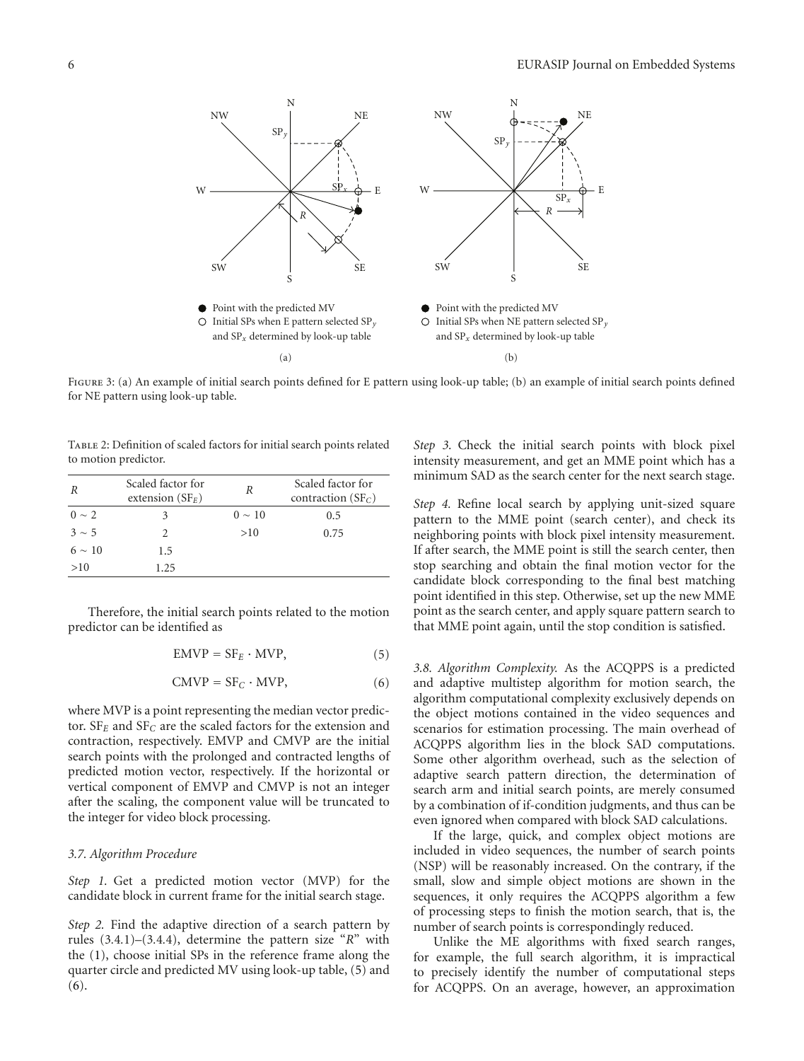Figure 3: (a) An example of initial search points defined for E pattern using look-up table; (b) an example of initial search points defined for NE pattern using look-up table.

Table 2: Definition of scaled factors for initial search points related to motion predictor.

| $R$ | Scaled factor for extension ($SF_E$) | $R$ | Scaled factor for contraction ($SF_C$) |
|---|---|---|---|
| $0 \sim 2$ | 3 | $0 \sim 10$ | 0.5 |
| $3 \sim 5$ | 2 | >10 | 0.75 |
| $6 \sim 10$ | 1.5 | | |
| >10 | 1.25 | | |

Therefore, the initial search points related to the motion predictor can be identified as

$$\text{EMVP} = SF_E \cdot \text{MVP}, \tag{5}$$

$$\text{CMVP} = SF_C \cdot \text{MVP}, \tag{6}$$

where MVP is a point representing the median vector predictor. $SF_E$ and $SF_C$ are the scaled factors for the extension and contraction, respectively. EMVP and CMVP are the initial search points with the prolonged and contracted lengths of predicted motion vector, respectively. If the horizontal or vertical component of EMVP and CMVP is not an integer after the scaling, the component value will be truncated to the integer for video block processing.

### 3.7. Algorithm Procedure

*Step 1.* Get a predicted motion vector (MVP) for the candidate block in current frame for the initial search stage.

*Step 2.* Find the adaptive direction of a search pattern by rules (3.4.1)–(3.4.4), determine the pattern size "$R$" with the (1), choose initial SPs in the reference frame along the quarter circle and predicted MV using look-up table, (5) and (6).

*Step 3.* Check the initial search points with block pixel intensity measurement, and get an MME point which has a minimum SAD as the search center for the next search stage.

*Step 4.* Refine local search by applying unit-sized square pattern to the MME point (search center), and check its neighboring points with block pixel intensity measurement. If after search, the MME point is still the search center, then stop searching and obtain the final motion vector for the candidate block corresponding to the final best matching point identified in this step. Otherwise, set up the new MME point as the search center, and apply square pattern search to that MME point again, until the stop condition is satisfied.

### 3.8. Algorithm Complexity

As the ACQPPS is a predicted and adaptive multistep algorithm for motion search, the algorithm computational complexity exclusively depends on the object motions contained in the video sequences and scenarios for estimation processing. The main overhead of ACQPPS algorithm lies in the block SAD computations. Some other algorithm overhead, such as the selection of adaptive search pattern direction, the determination of search arm and initial search points, are merely consumed by a combination of if-condition judgments, and thus can be even ignored when compared with block SAD calculations.

If the large, quick, and complex object motions are included in video sequences, the number of search points (NSP) will be reasonably increased. On the contrary, if the small, slow and simple object motions are shown in the sequences, it only requires the ACQPPS algorithm a few of processing steps to finish the motion search, that is, the number of search points is correspondingly reduced.

Unlike the ME algorithms with fixed search ranges, for example, the full search algorithm, it is impractical to precisely identify the number of computational steps for ACQPPS. On an average, however, an approximation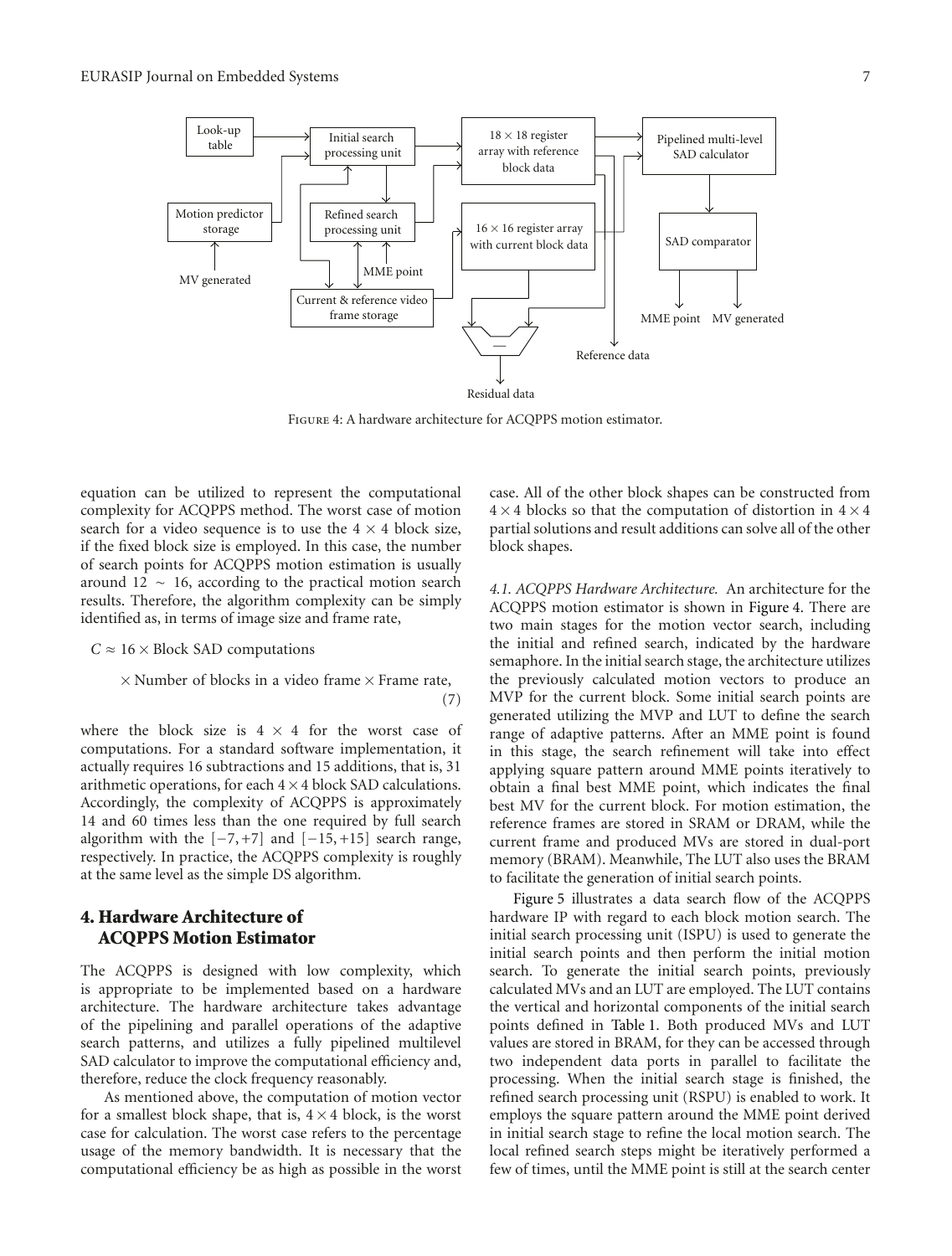Figure 4: A hardware architecture for ACQPPS motion estimator.

equation can be utilized to represent the computational complexity for ACQPPS method. The worst case of motion search for a video sequence is to use the $4 \times 4$ block size, if the fixed block size is employed. In this case, the number of search points for ACQPPS motion estimation is usually around $12 \sim 16$, according to the practical motion search results. Therefore, the algorithm complexity can be simply identified as, in terms of image size and frame rate,

$$C \approx 16 \times \text{Block SAD computations} \times \text{Number of blocks in a video frame} \times \text{Frame rate}, \quad (7)$$

where the block size is $4 \times 4$ for the worst case of computations. For a standard software implementation, it actually requires 16 subtractions and 15 additions, that is, 31 arithmetic operations, for each $4 \times 4$ block SAD calculations. Accordingly, the complexity of ACQPPS is approximately 14 and 60 times less than the one required by full search algorithm with the $[-7, +7]$ and $[-15, +15]$ search range, respectively. In practice, the ACQPPS complexity is roughly at the same level as the simple DS algorithm.

## 4. Hardware Architecture of ACQPPS Motion Estimator

The ACQPPS is designed with low complexity, which is appropriate to be implemented based on a hardware architecture. The hardware architecture takes advantage of the pipelining and parallel operations of the adaptive search patterns, and utilizes a fully pipelined multilevel SAD calculator to improve the computational efficiency and, therefore, reduce the clock frequency reasonably.

As mentioned above, the computation of motion vector for a smallest block shape, that is, $4 \times 4$ block, is the worst case for calculation. The worst case refers to the percentage usage of the memory bandwidth. It is necessary that the computational efficiency be as high as possible in the worst case. All of the other block shapes can be constructed from $4 \times 4$ blocks so that the computation of distortion in $4 \times 4$ partial solutions and result additions can solve all of the other block shapes.

*4.1. ACQPPS Hardware Architecture.* An architecture for the ACQPPS motion estimator is shown in Figure 4. There are two main stages for the motion vector search, including the initial and refined search, indicated by the hardware semaphore. In the initial search stage, the architecture utilizes the previously calculated motion vectors to produce an MVP for the current block. Some initial search points are generated utilizing the MVP and LUT to define the search range of adaptive patterns. After an MME point is found in this stage, the search refinement will take into effect applying square pattern around MME points iteratively to obtain a final best MME point, which indicates the final best MV for the current block. For motion estimation, the reference frames are stored in SRAM or DRAM, while the current frame and produced MVs are stored in dual-port memory (BRAM). Meanwhile, The LUT also uses the BRAM to facilitate the generation of initial search points.

Figure 5 illustrates a data search flow of the ACQPPS hardware IP with regard to each block motion search. The initial search processing unit (ISPU) is used to generate the initial search points and then perform the initial motion search. To generate the initial search points, previously calculated MVs and an LUT are employed. The LUT contains the vertical and horizontal components of the initial search points defined in Table 1. Both produced MVs and LUT values are stored in BRAM, for they can be accessed through two independent data ports in parallel to facilitate the processing. When the initial search stage is finished, the refined search processing unit (RSPU) is enabled to work. It employs the square pattern around the MME point derived in initial search stage to refine the local motion search. The local refined search steps might be iteratively performed a few of times, until the MME point is still at the search center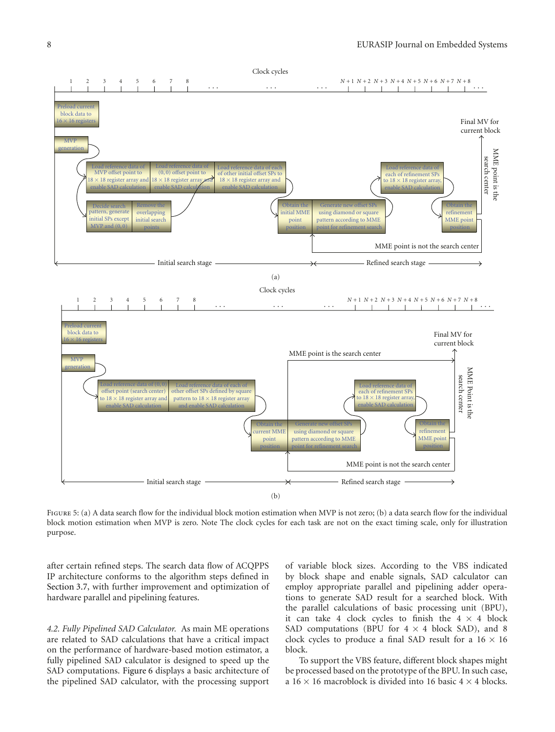FIGURE 5: (a) A data search flow for the individual block motion estimation when MVP is not zero; (b) a data search flow for the individual block motion estimation when MVP is zero. Note The clock cycles for each task are not on the exact timing scale, only for illustration purpose.

after certain refined steps. The search data flow of ACQPPS IP architecture conforms to the algorithm steps defined in Section 3.7, with further improvement and optimization of hardware parallel and pipelining features.

*4.2. Fully Pipelined SAD Calculator.* As main ME operations are related to SAD calculations that have a critical impact on the performance of hardware-based motion estimator, a fully pipelined SAD calculator is designed to speed up the SAD computations. Figure 6 displays a basic architecture of the pipelined SAD calculator, with the processing support of variable block sizes. According to the VBS indicated by block shape and enable signals, SAD calculator can employ appropriate parallel and pipelining adder operations to generate SAD result for a searched block. With the parallel calculations of basic processing unit (BPU), it can take 4 clock cycles to finish the $4 \times 4$ block SAD computations (BPU for $4 \times 4$ block SAD), and 8 clock cycles to produce a final SAD result for a $16 \times 16$ block.

To support the VBS feature, different block shapes might be processed based on the prototype of the BPU. In such case, a $16 \times 16$ macroblock is divided into 16 basic $4 \times 4$ blocks.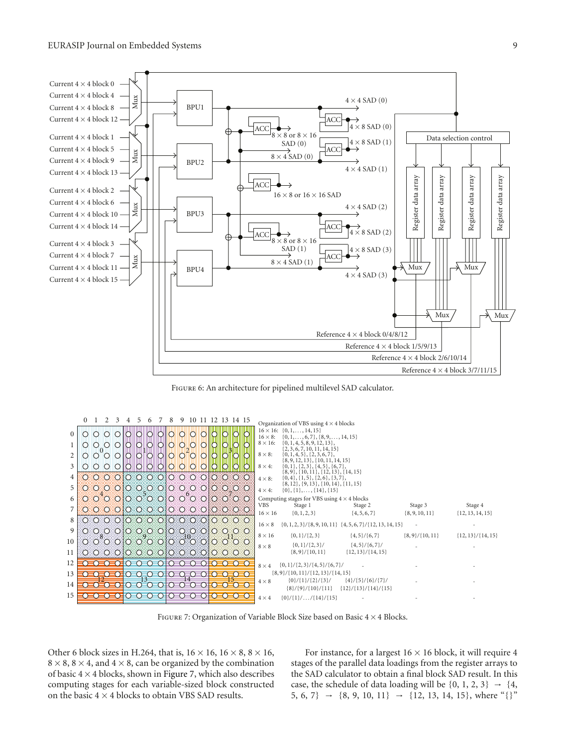Figure 6: An architecture for pipelined multilevel SAD calculator.

Organization of VBS using $4 \times 4$ blocks

| VBS | Blocks |
|---|---|
| $16 \times 16$: | {0, 1, ..., 14, 15} |
| $16 \times 8$: | {0, 1, ..., 6, 7}, {8, 9, ..., 14, 15} |
| $8 \times 16$: | {0, 1, 4, 5, 8, 9, 12, 13}, {2, 3, 6, 7, 10, 11, 14, 15} |
| $8 \times 8$: | {0, 1, 4, 5}, {2, 3, 6, 7}, {8, 9, 12, 13}, {10, 11, 14, 15} |
| $8 \times 4$: | {0, 1}, {2, 3}, {4, 5}, {6, 7}, {8, 9}, {10, 11}, {12, 13}, {14, 15} |
| $4 \times 8$: | {0, 4}, {1, 5}, {2, 6}, {3, 7}, {8, 12}, {9, 13}, {10, 14}, {11, 15} |
| $4 \times 4$: | {0}, {1}, ..., {14}, {15} |

Computing stages for VBS using $4 \times 4$ blocks

| VBS | Stage 1 | Stage 2 | Stage 3 | Stage 4 |
|---|---|---|---|---|
| $16 \times 16$ | {0, 1, 2, 3} | {4, 5, 6, 7} | {8, 9, 10, 11} | {12, 13, 14, 15} |
| $16 \times 8$ | {0, 1, 2, 3}/{8, 9, 10, 11} | {4, 5, 6, 7}/{12, 13, 14, 15} | - | - |
| $8 \times 16$ | {0, 1}/{2, 3} | {4, 5}/{6, 7} | {8, 9}/{10, 11} | {12, 13}/{14, 15} |
| $8 \times 8$ | {0, 1}/{2, 3}/ {8, 9}/{10, 11} | {4, 5}/{6, 7}/ {12, 13}/{14, 15} | - | - |
| $8 \times 4$ | {0, 1}/{2, 3}/{4, 5}/{6, 7}/ {8, 9}/{10, 11}/{12, 13}/{14, 15} | - | - | - |
| $4 \times 8$ | {0}/{1}/{2}/{3}/ {8}/{9}/{10}/{11} | {4}/{5}/{6}/{7}/ {12}/{13}/{14}/{15} | - | - |
| $4 \times 4$ | {0}/{1}/.../{14}/{15} | - | - | - |

Figure 7: Organization of Variable Block Size based on Basic $4 \times 4$ Blocks.

Other 6 block sizes in H.264, that is, $16 \times 16$, $16 \times 8$, $8 \times 16$, $8 \times 8$, $8 \times 4$, and $4 \times 8$, can be organized by the combination of basic $4 \times 4$ blocks, shown in Figure 7, which also describes computing stages for each variable-sized block constructed on the basic $4 \times 4$ blocks to obtain VBS SAD results.

For instance, for a largest $16 \times 16$ block, it will require 4 stages of the parallel data loadings from the register arrays to the SAD calculator to obtain a final block SAD result. In this case, the schedule of data loading will be $\{0, 1, 2, 3\} \rightarrow \{4, 5, 6, 7\} \rightarrow \{8, 9, 10, 11\} \rightarrow \{12, 13, 14, 15\}$, where "{}"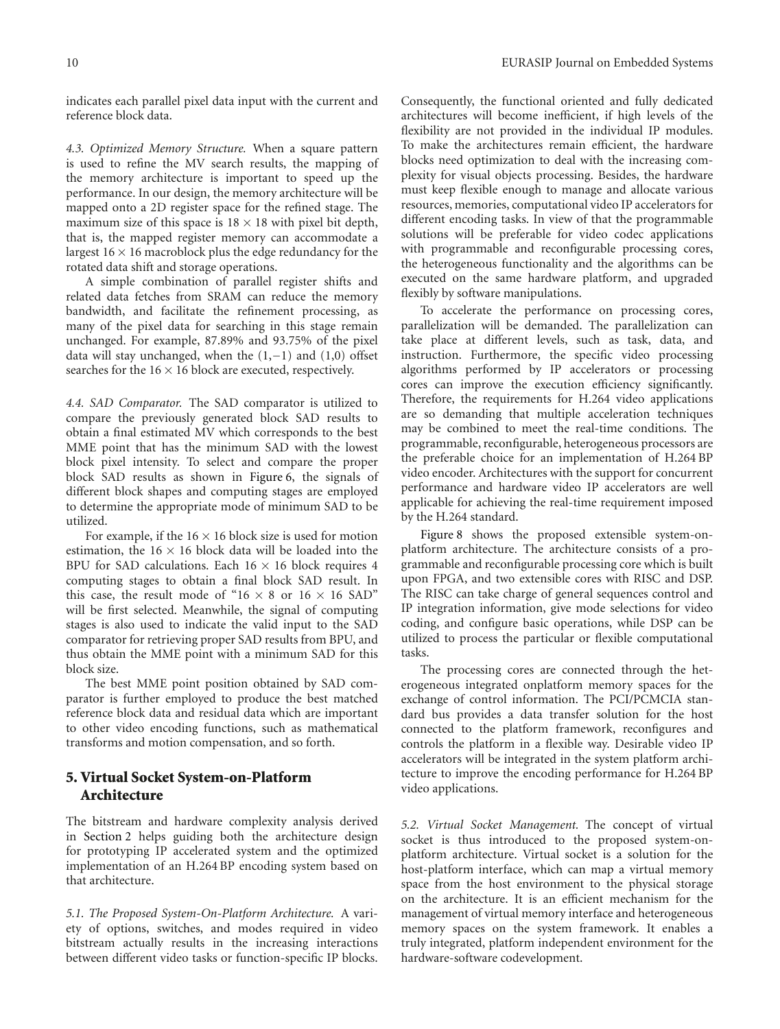indicates each parallel pixel data input with the current and reference block data.

*4.3. Optimized Memory Structure.* When a square pattern is used to refine the MV search results, the mapping of the memory architecture is important to speed up the performance. In our design, the memory architecture will be mapped onto a 2D register space for the refined stage. The maximum size of this space is $18 \times 18$ with pixel bit depth, that is, the mapped register memory can accommodate a largest $16 \times 16$ macroblock plus the edge redundancy for the rotated data shift and storage operations.

A simple combination of parallel register shifts and related data fetches from SRAM can reduce the memory bandwidth, and facilitate the refinement processing, as many of the pixel data for searching in this stage remain unchanged. For example, 87.89% and 93.75% of the pixel data will stay unchanged, when the $(1, -1)$ and $(1, 0)$ offset searches for the $16 \times 16$ block are executed, respectively.

*4.4. SAD Comparator.* The SAD comparator is utilized to compare the previously generated block SAD results to obtain a final estimated MV which corresponds to the best MME point that has the minimum SAD with the lowest block pixel intensity. To select and compare the proper block SAD results as shown in Figure 6, the signals of different block shapes and computing stages are employed to determine the appropriate mode of minimum SAD to be utilized.

For example, if the $16 \times 16$ block size is used for motion estimation, the $16 \times 16$ block data will be loaded into the BPU for SAD calculations. Each $16 \times 16$ block requires 4 computing stages to obtain a final block SAD result. In this case, the result mode of "$16 \times 8$ or $16 \times 16$ SAD" will be first selected. Meanwhile, the signal of computing stages is also used to indicate the valid input to the SAD comparator for retrieving proper SAD results from BPU, and thus obtain the MME point with a minimum SAD for this block size.

The best MME point position obtained by SAD comparator is further employed to produce the best matched reference block data and residual data which are important to other video encoding functions, such as mathematical transforms and motion compensation, and so forth.

## 5. Virtual Socket System-on-Platform Architecture

The bitstream and hardware complexity analysis derived in Section 2 helps guiding both the architecture design for prototyping IP accelerated system and the optimized implementation of an H.264 BP encoding system based on that architecture.

*5.1. The Proposed System-On-Platform Architecture.* A variety of options, switches, and modes required in video bitstream actually results in the increasing interactions between different video tasks or function-specific IP blocks. Consequently, the functional oriented and fully dedicated architectures will become inefficient, if high levels of the flexibility are not provided in the individual IP modules. To make the architectures remain efficient, the hardware blocks need optimization to deal with the increasing complexity for visual objects processing. Besides, the hardware must keep flexible enough to manage and allocate various resources, memories, computational video IP accelerators for different encoding tasks. In view of that the programmable solutions will be preferable for video codec applications with programmable and reconfigurable processing cores, the heterogeneous functionality and the algorithms can be executed on the same hardware platform, and upgraded flexibly by software manipulations.

To accelerate the performance on processing cores, parallelization will be demanded. The parallelization can take place at different levels, such as task, data, and instruction. Furthermore, the specific video processing algorithms performed by IP accelerators or processing cores can improve the execution efficiency significantly. Therefore, the requirements for H.264 video applications are so demanding that multiple acceleration techniques may be combined to meet the real-time conditions. The programmable, reconfigurable, heterogeneous processors are the preferable choice for an implementation of H.264 BP video encoder. Architectures with the support for concurrent performance and hardware video IP accelerators are well applicable for achieving the real-time requirement imposed by the H.264 standard.

Figure 8 shows the proposed extensible system-on-platform architecture. The architecture consists of a programmable and reconfigurable processing core which is built upon FPGA, and two extensible cores with RISC and DSP. The RISC can take charge of general sequences control and IP integration information, give mode selections for video coding, and configure basic operations, while DSP can be utilized to process the particular or flexible computational tasks.

The processing cores are connected through the heterogeneous integrated onplatform memory spaces for the exchange of control information. The PCI/PCMCIA standard bus provides a data transfer solution for the host connected to the platform framework, reconfigures and controls the platform in a flexible way. Desirable video IP accelerators will be integrated in the system platform architecture to improve the encoding performance for H.264 BP video applications.

*5.2. Virtual Socket Management.* The concept of virtual socket is thus introduced to the proposed system-on-platform architecture. Virtual socket is a solution for the host-platform interface, which can map a virtual memory space from the host environment to the physical storage on the architecture. It is an efficient mechanism for the management of virtual memory interface and heterogeneous memory spaces on the system framework. It enables a truly integrated, platform independent environment for the hardware-software codevelopment.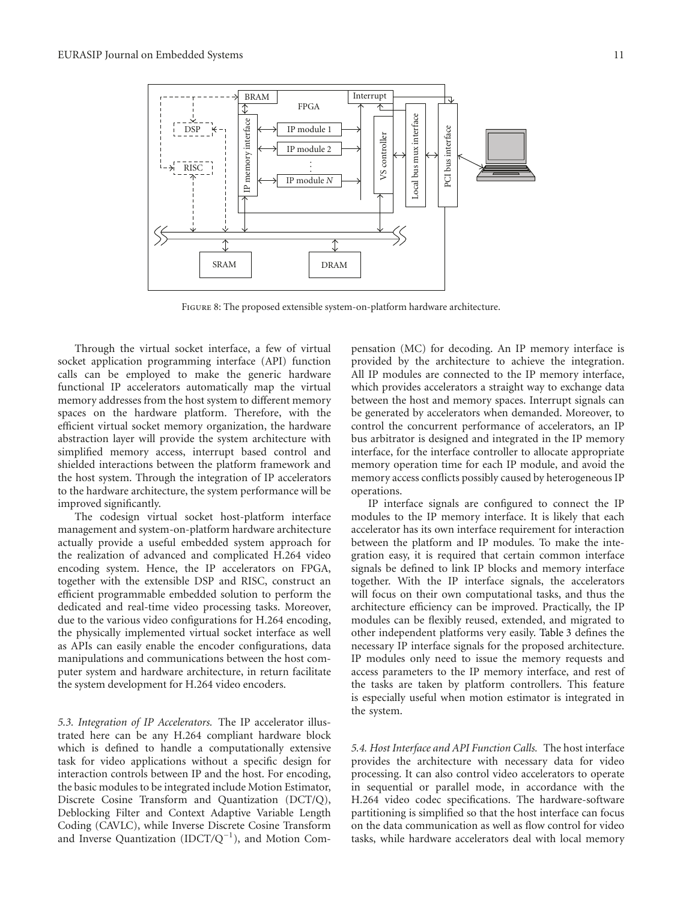BRAM

Interrupt

FPGA

DSP

RISC

IP memory interface

IP module 1

IP module 2

IP module $N$

VS controller

Local bus mux interface

PCI bus interface

SRAM

DRAM

Figure 8: The proposed extensible system-on-platform hardware architecture.

Through the virtual socket interface, a few of virtual socket application programming interface (API) function calls can be employed to make the generic hardware functional IP accelerators automatically map the virtual memory addresses from the host system to different memory spaces on the hardware platform. Therefore, with the efficient virtual socket memory organization, the hardware abstraction layer will provide the system architecture with simplified memory access, interrupt based control and shielded interactions between the platform framework and the host system. Through the integration of IP accelerators to the hardware architecture, the system performance will be improved significantly.

The codesign virtual socket host-platform interface management and system-on-platform hardware architecture actually provide a useful embedded system approach for the realization of advanced and complicated H.264 video encoding system. Hence, the IP accelerators on FPGA, together with the extensible DSP and RISC, construct an efficient programmable embedded solution to perform the dedicated and real-time video processing tasks. Moreover, due to the various video configurations for H.264 encoding, the physically implemented virtual socket interface as well as APIs can easily enable the encoder configurations, data manipulations and communications between the host computer system and hardware architecture, in return facilitate the system development for H.264 video encoders.

*5.3. Integration of IP Accelerators.* The IP accelerator illustrated here can be any H.264 compliant hardware block which is defined to handle a computationally extensive task for video applications without a specific design for interaction controls between IP and the host. For encoding, the basic modules to be integrated include Motion Estimator, Discrete Cosine Transform and Quantization (DCT/Q), Deblocking Filter and Context Adaptive Variable Length Coding (CAVLC), while Inverse Discrete Cosine Transform and Inverse Quantization (IDCT/$Q^{-1}$), and Motion Compensation (MC) for decoding. An IP memory interface is provided by the architecture to achieve the integration. All IP modules are connected to the IP memory interface, which provides accelerators a straight way to exchange data between the host and memory spaces. Interrupt signals can be generated by accelerators when demanded. Moreover, to control the concurrent performance of accelerators, an IP bus arbitrator is designed and integrated in the IP memory interface, for the interface controller to allocate appropriate memory operation time for each IP module, and avoid the memory access conflicts possibly caused by heterogeneous IP operations.

IP interface signals are configured to connect the IP modules to the IP memory interface. It is likely that each accelerator has its own interface requirement for interaction between the platform and IP modules. To make the integration easy, it is required that certain common interface signals be defined to link IP blocks and memory interface together. With the IP interface signals, the accelerators will focus on their own computational tasks, and thus the architecture efficiency can be improved. Practically, the IP modules can be flexibly reused, extended, and migrated to other independent platforms very easily. Table 3 defines the necessary IP interface signals for the proposed architecture. IP modules only need to issue the memory requests and access parameters to the IP memory interface, and rest of the tasks are taken by platform controllers. This feature is especially useful when motion estimator is integrated in the system.

*5.4. Host Interface and API Function Calls.* The host interface provides the architecture with necessary data for video processing. It can also control video accelerators to operate in sequential or parallel mode, in accordance with the H.264 video codec specifications. The hardware-software partitioning is simplified so that the host interface can focus on the data communication as well as flow control for video tasks, while hardware accelerators deal with local memory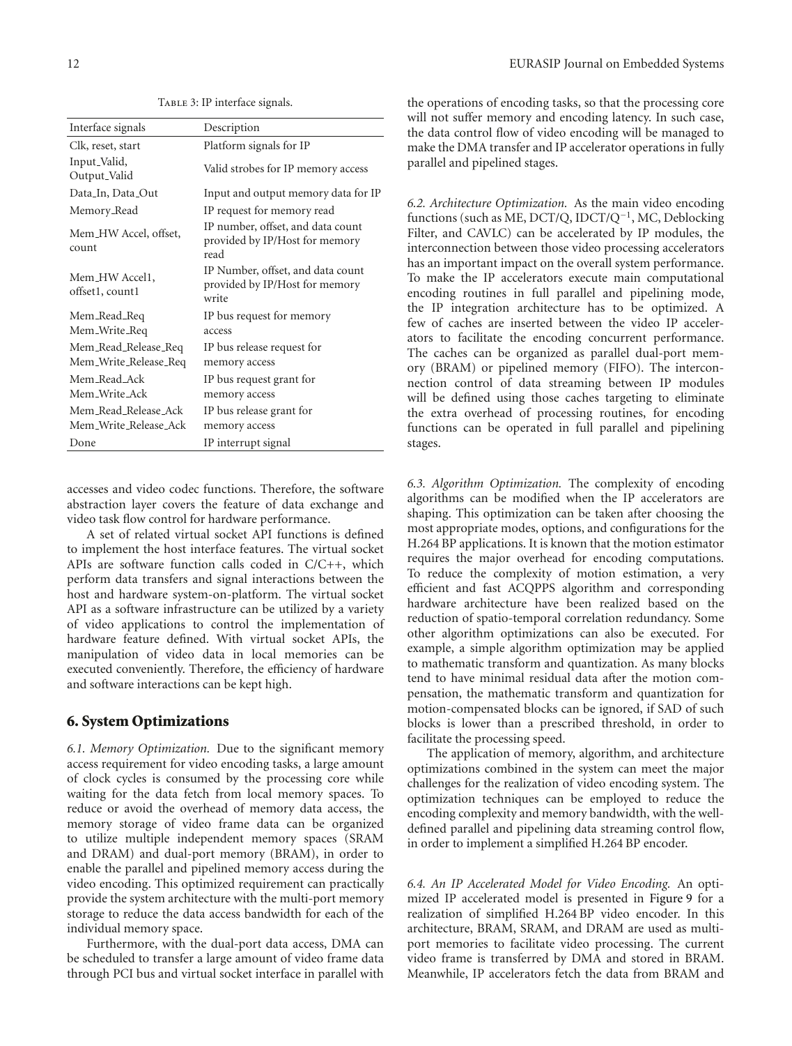Table 3: IP interface signals.

| Interface signals | Description |
|---|---|
| Clk, reset, start | Platform signals for IP |
| Input_Valid, Output_Valid | Valid strobes for IP memory access |
| Data_In, Data_Out | Input and output memory data for IP |
| Memory_Read | IP request for memory read |
| Mem_HW Accel, offset, count | IP number, offset, and data count provided by IP/Host for memory read |
| Mem_HW Accel1, offset1, count1 | IP Number, offset, and data count provided by IP/Host for memory write |
| Mem_Read_Req Mem_Write_Req | IP bus request for memory access |
| Mem_Read_Release_Req Mem_Write_Release_Req | IP bus release request for memory access |
| Mem_Read_Ack Mem_Write_Ack | IP bus request grant for memory access |
| Mem_Read_Release_Ack Mem_Write_Release_Ack | IP bus release grant for memory access |
| Done | IP interrupt signal |

accesses and video codec functions. Therefore, the software abstraction layer covers the feature of data exchange and video task flow control for hardware performance.

A set of related virtual socket API functions is defined to implement the host interface features. The virtual socket APIs are software function calls coded in C/C++, which perform data transfers and signal interactions between the host and hardware system-on-platform. The virtual socket API as a software infrastructure can be utilized by a variety of video applications to control the implementation of hardware feature defined. With virtual socket APIs, the manipulation of video data in local memories can be executed conveniently. Therefore, the efficiency of hardware and software interactions can be kept high.

## 6. System Optimizations

*6.1. Memory Optimization.* Due to the significant memory access requirement for video encoding tasks, a large amount of clock cycles is consumed by the processing core while waiting for the data fetch from local memory spaces. To reduce or avoid the overhead of memory data access, the memory storage of video frame data can be organized to utilize multiple independent memory spaces (SRAM and DRAM) and dual-port memory (BRAM), in order to enable the parallel and pipelined memory access during the video encoding. This optimized requirement can practically provide the system architecture with the multi-port memory storage to reduce the data access bandwidth for each of the individual memory space.

Furthermore, with the dual-port data access, DMA can be scheduled to transfer a large amount of video frame data through PCI bus and virtual socket interface in parallel with the operations of encoding tasks, so that the processing core will not suffer memory and encoding latency. In such case, the data control flow of video encoding will be managed to make the DMA transfer and IP accelerator operations in fully parallel and pipelined stages.

*6.2. Architecture Optimization.* As the main video encoding functions (such as ME, DCT/Q, IDCT/$Q^{-1}$, MC, Deblocking Filter, and CAVLC) can be accelerated by IP modules, the interconnection between those video processing accelerators has an important impact on the overall system performance. To make the IP accelerators execute main computational encoding routines in full parallel and pipelining mode, the IP integration architecture has to be optimized. A few of caches are inserted between the video IP accelerators to facilitate the encoding concurrent performance. The caches can be organized as parallel dual-port memory (BRAM) or pipelined memory (FIFO). The interconnection control of data streaming between IP modules will be defined using those caches targeting to eliminate the extra overhead of processing routines, for encoding functions can be operated in full parallel and pipelining stages.

*6.3. Algorithm Optimization.* The complexity of encoding algorithms can be modified when the IP accelerators are shaping. This optimization can be taken after choosing the most appropriate modes, options, and configurations for the H.264 BP applications. It is known that the motion estimator requires the major overhead for encoding computations. To reduce the complexity of motion estimation, a very efficient and fast ACQPPS algorithm and corresponding hardware architecture have been realized based on the reduction of spatio-temporal correlation redundancy. Some other algorithm optimizations can also be executed. For example, a simple algorithm optimization may be applied to mathematic transform and quantization. As many blocks tend to have minimal residual data after the motion compensation, the mathematic transform and quantization for motion-compensated blocks can be ignored, if SAD of such blocks is lower than a prescribed threshold, in order to facilitate the processing speed.

The application of memory, algorithm, and architecture optimizations combined in the system can meet the major challenges for the realization of video encoding system. The optimization techniques can be employed to reduce the encoding complexity and memory bandwidth, with the well-defined parallel and pipelining data streaming control flow, in order to implement a simplified H.264 BP encoder.

*6.4. An IP Accelerated Model for Video Encoding.* An optimized IP accelerated model is presented in Figure 9 for a realization of simplified H.264 BP video encoder. In this architecture, BRAM, SRAM, and DRAM are used as multi-port memories to facilitate video processing. The current video frame is transferred by DMA and stored in BRAM. Meanwhile, IP accelerators fetch the data from BRAM and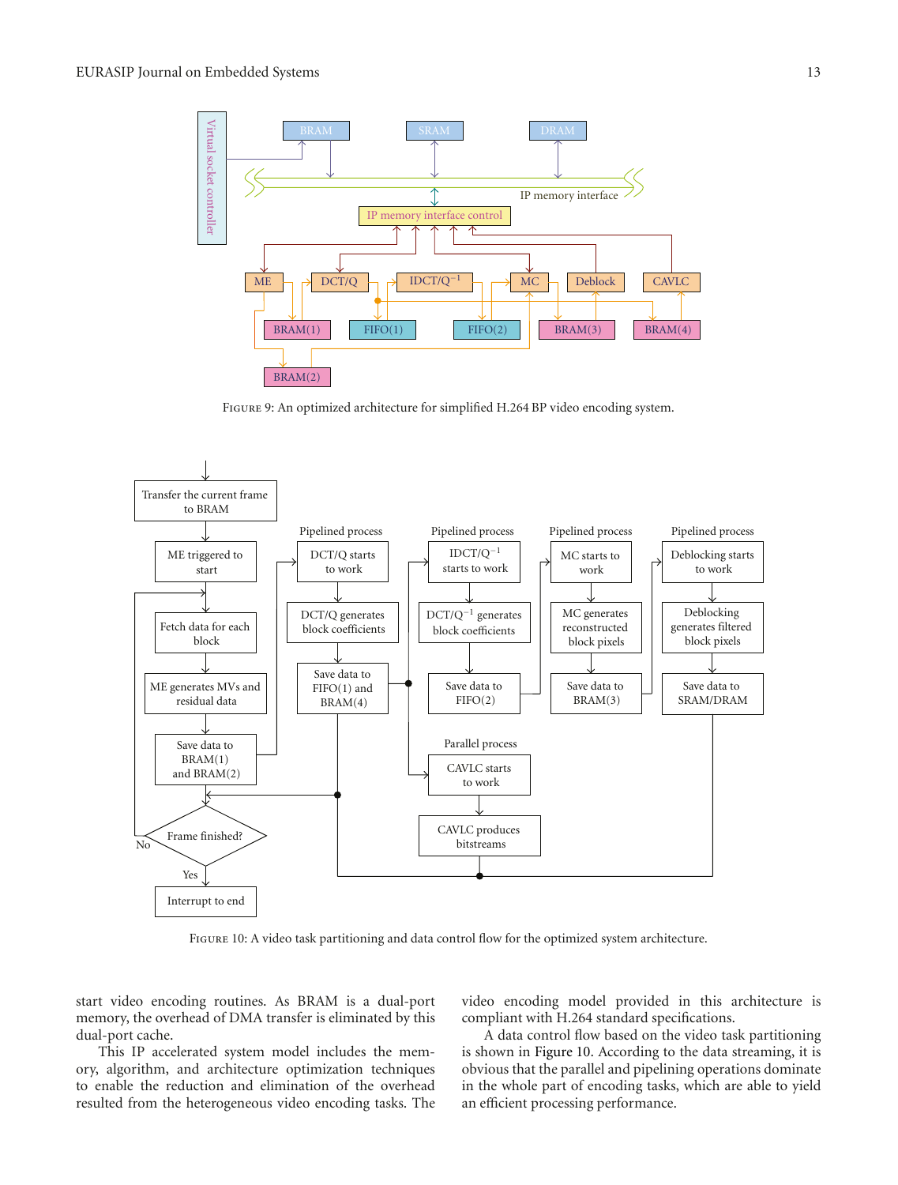Figure 9: An optimized architecture for simplified H.264 BP video encoding system.

Figure 10: A video task partitioning and data control flow for the optimized system architecture.

start video encoding routines. As BRAM is a dual-port memory, the overhead of DMA transfer is eliminated by this dual-port cache.

This IP accelerated system model includes the memory, algorithm, and architecture optimization techniques to enable the reduction and elimination of the overhead resulted from the heterogeneous video encoding tasks. The video encoding model provided in this architecture is compliant with H.264 standard specifications.

A data control flow based on the video task partitioning is shown in Figure 10. According to the data streaming, it is obvious that the parallel and pipelining operations dominate in the whole part of encoding tasks, which are able to yield an efficient processing performance.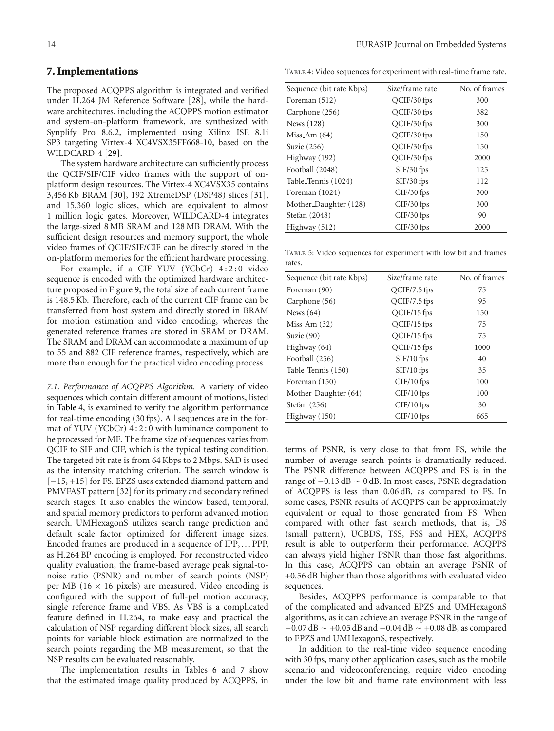## 7. Implementations

The proposed ACQPPS algorithm is integrated and verified under H.264 JM Reference Software [28], while the hardware architectures, including the ACQPPS motion estimator and system-on-platform framework, are synthesized with Synplify Pro 8.6.2, implemented using Xilinx ISE 8.1i SP3 targeting Virtex-4 XC4VSX35FF668-10, based on the WILDCARD-4 [29].

The system hardware architecture can sufficiently process the QCIF/SIF/CIF video frames with the support of on-platform design resources. The Virtex-4 XC4VSX35 contains 3,456 Kb BRAM [30], 192 XtremeDSP (DSP48) slices [31], and 15,360 logic slices, which are equivalent to almost 1 million logic gates. Moreover, WILDCARD-4 integrates the large-sized 8 MB SRAM and 128 MB DRAM. With the sufficient design resources and memory support, the whole video frames of QCIF/SIF/CIF can be directly stored in the on-platform memories for the efficient hardware processing.

For example, if a CIF YUV (YCbCr) 4 : 2 : 0 video sequence is encoded with the optimized hardware architecture proposed in Figure 9, the total size of each current frame is 148.5 Kb. Therefore, each of the current CIF frame can be transferred from host system and directly stored in BRAM for motion estimation and video encoding, whereas the generated reference frames are stored in SRAM or DRAM. The SRAM and DRAM can accommodate a maximum of up to 55 and 882 CIF reference frames, respectively, which are more than enough for the practical video encoding process.

*7.1. Performance of ACQPPS Algorithm.* A variety of video sequences which contain different amount of motions, listed in Table 4, is examined to verify the algorithm performance for real-time encoding (30 fps). All sequences are in the format of YUV (YCbCr) 4 : 2 : 0 with luminance component to be processed for ME. The frame size of sequences varies from QCIF to SIF and CIF, which is the typical testing condition. The targeted bit rate is from 64 Kbps to 2 Mbps. SAD is used as the intensity matching criterion. The search window is $[-15, +15]$ for FS. EPZS uses extended diamond pattern and PMVFAST pattern [32] for its primary and secondary refined search stages. It also enables the window based, temporal, and spatial memory predictors to perform advanced motion search. UMHexagonS utilizes search range prediction and default scale factor optimized for different image sizes. Encoded frames are produced in a sequence of IPP, ... PPP, as H.264 BP encoding is employed. For reconstructed video quality evaluation, the frame-based average peak signal-to-noise ratio (PSNR) and number of search points (NSP) per MB ($16 \times 16$ pixels) are measured. Video encoding is configured with the support of full-pel motion accuracy, single reference frame and VBS. As VBS is a complicated feature defined in H.264, to make easy and practical the calculation of NSP regarding different block sizes, all search points for variable block estimation are normalized to the search points regarding the MB measurement, so that the NSP results can be evaluated reasonably.

The implementation results in Tables 6 and 7 show that the estimated image quality produced by ACQPPS, in terms of PSNR, is very close to that from FS, while the number of average search points is dramatically reduced. The PSNR difference between ACQPPS and FS is in the range of $-0.13$ dB $\sim$ 0 dB. In most cases, PSNR degradation of ACQPPS is less than 0.06 dB, as compared to FS. In some cases, PSNR results of ACQPPS can be approximately equivalent or equal to those generated from FS. When compared with other fast search methods, that is, DS (small pattern), UCBDS, TSS, FSS and HEX, ACQPPS result is able to outperform their performance. ACQPPS can always yield higher PSNR than those fast algorithms. In this case, ACQPPS can obtain an average PSNR of +0.56 dB higher than those algorithms with evaluated video sequences.

Besides, ACQPPS performance is comparable to that of the complicated and advanced EPZS and UMHexagonS algorithms, as it can achieve an average PSNR in the range of $-0.07$ dB $\sim$ +0.05 dB and $-0.04$ dB $\sim$ +0.08 dB, as compared to EPZS and UMHexagonS, respectively.

In addition to the real-time video sequence encoding with 30 fps, many other application cases, such as the mobile scenario and videoconferencing, require video encoding under the low bit and frame rate environment with less

Table 4: Video sequences for experiment with real-time frame rate.

| Sequence (bit rate Kbps) | Size/frame rate | No. of frames |
|---|---|---|
| Foreman (512) | QCIF/30 fps | 300 |
| Carphone (256) | QCIF/30 fps | 382 |
| News (128) | QCIF/30 fps | 300 |
| Miss_Am (64) | QCIF/30 fps | 150 |
| Suzie (256) | QCIF/30 fps | 150 |
| Highway (192) | QCIF/30 fps | 2000 |
| Football (2048) | SIF/30 fps | 125 |
| Table_Tennis (1024) | SIF/30 fps | 112 |
| Foreman (1024) | CIF/30 fps | 300 |
| Mother_Daughter (128) | CIF/30 fps | 300 |
| Stefan (2048) | CIF/30 fps | 90 |
| Highway (512) | CIF/30 fps | 2000 |

Table 5: Video sequences for experiment with low bit and frames rates.

| Sequence (bit rate Kbps) | Size/frame rate | No. of frames |
|---|---|---|
| Foreman (90) | QCIF/7.5 fps | 75 |
| Carphone (56) | QCIF/7.5 fps | 95 |
| News (64) | QCIF/15 fps | 150 |
| Miss_Am (32) | QCIF/15 fps | 75 |
| Suzie (90) | QCIF/15 fps | 75 |
| Highway (64) | QCIF/15 fps | 1000 |
| Football (256) | SIF/10 fps | 40 |
| Table_Tennis (150) | SIF/10 fps | 35 |
| Foreman (150) | CIF/10 fps | 100 |
| Mother_Daughter (64) | CIF/10 fps | 100 |
| Stefan (256) | CIF/10 fps | 30 |
| Highway (150) | CIF/10 fps | 665 |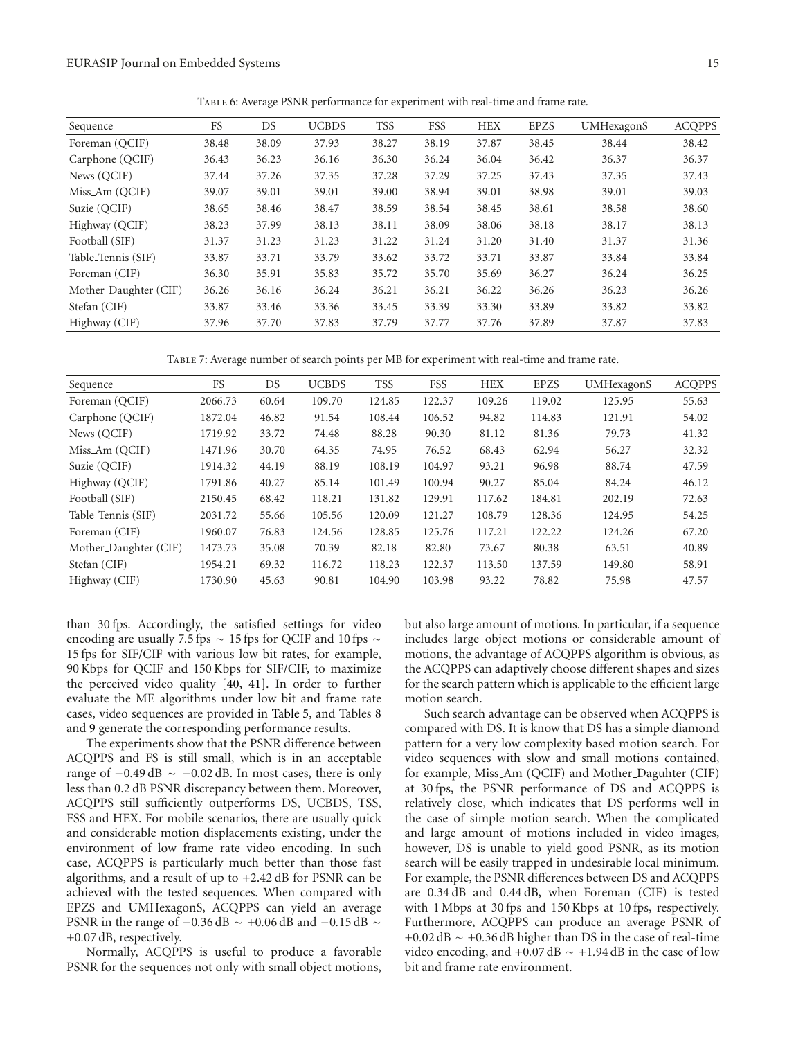Table 6: Average PSNR performance for experiment with real-time and frame rate.

| Sequence | FS | DS | UCBDS | TSS | FSS | HEX | EPZS | UMHexagonS | ACQPPS |
|---|---|---|---|---|---|---|---|---|---|
| Foreman (QCIF) | 38.48 | 38.09 | 37.93 | 38.27 | 38.19 | 37.87 | 38.45 | 38.44 | 38.42 |
| Carphone (QCIF) | 36.43 | 36.23 | 36.16 | 36.30 | 36.24 | 36.04 | 36.42 | 36.37 | 36.37 |
| News (QCIF) | 37.44 | 37.26 | 37.35 | 37.28 | 37.29 | 37.25 | 37.43 | 37.35 | 37.43 |
| Miss_Am (QCIF) | 39.07 | 39.01 | 39.01 | 39.00 | 38.94 | 39.01 | 38.98 | 39.01 | 39.03 |
| Suzie (QCIF) | 38.65 | 38.46 | 38.47 | 38.59 | 38.54 | 38.45 | 38.61 | 38.58 | 38.60 |
| Highway (QCIF) | 38.23 | 37.99 | 38.13 | 38.11 | 38.09 | 38.06 | 38.18 | 38.17 | 38.13 |
| Football (SIF) | 31.37 | 31.23 | 31.23 | 31.22 | 31.24 | 31.20 | 31.40 | 31.37 | 31.36 |
| Table_Tennis (SIF) | 33.87 | 33.71 | 33.79 | 33.62 | 33.72 | 33.71 | 33.87 | 33.84 | 33.84 |
| Foreman (CIF) | 36.30 | 35.91 | 35.83 | 35.72 | 35.70 | 35.69 | 36.27 | 36.24 | 36.25 |
| Mother_Daughter (CIF) | 36.26 | 36.16 | 36.24 | 36.21 | 36.21 | 36.22 | 36.26 | 36.23 | 36.26 |
| Stefan (CIF) | 33.87 | 33.46 | 33.36 | 33.45 | 33.39 | 33.30 | 33.89 | 33.82 | 33.82 |
| Highway (CIF) | 37.96 | 37.70 | 37.83 | 37.79 | 37.77 | 37.76 | 37.89 | 37.87 | 37.83 |

Table 7: Average number of search points per MB for experiment with real-time and frame rate.

| Sequence | FS | DS | UCBDS | TSS | FSS | HEX | EPZS | UMHexagonS | ACQPPS |
|---|---|---|---|---|---|---|---|---|---|
| Foreman (QCIF) | 2066.73 | 60.64 | 109.70 | 124.85 | 122.37 | 109.26 | 119.02 | 125.95 | 55.63 |
| Carphone (QCIF) | 1872.04 | 46.82 | 91.54 | 108.44 | 106.52 | 94.82 | 114.83 | 121.91 | 54.02 |
| News (QCIF) | 1719.92 | 33.72 | 74.48 | 88.28 | 90.30 | 81.12 | 81.36 | 79.73 | 41.32 |
| Miss_Am (QCIF) | 1471.96 | 30.70 | 64.35 | 74.95 | 76.52 | 68.43 | 62.94 | 56.27 | 32.32 |
| Suzie (QCIF) | 1914.32 | 44.19 | 88.19 | 108.19 | 104.97 | 93.21 | 96.98 | 88.74 | 47.59 |
| Highway (QCIF) | 1791.86 | 40.27 | 85.14 | 101.49 | 100.94 | 90.27 | 85.04 | 84.24 | 46.12 |
| Football (SIF) | 2150.45 | 68.42 | 118.21 | 131.82 | 129.91 | 117.62 | 184.81 | 202.19 | 72.63 |
| Table_Tennis (SIF) | 2031.72 | 55.66 | 105.56 | 120.09 | 121.27 | 108.79 | 128.36 | 124.95 | 54.25 |
| Foreman (CIF) | 1960.07 | 76.83 | 124.56 | 128.85 | 125.76 | 117.21 | 122.22 | 124.26 | 67.20 |
| Mother_Daughter (CIF) | 1473.73 | 35.08 | 70.39 | 82.18 | 82.80 | 73.67 | 80.38 | 63.51 | 40.89 |
| Stefan (CIF) | 1954.21 | 69.32 | 116.72 | 118.23 | 122.37 | 113.50 | 137.59 | 149.80 | 58.91 |
| Highway (CIF) | 1730.90 | 45.63 | 90.81 | 104.90 | 103.98 | 93.22 | 78.82 | 75.98 | 47.57 |

than 30 fps. Accordingly, the satisfied settings for video encoding are usually 7.5 fps ~ 15 fps for QCIF and 10 fps ~ 15 fps for SIF/CIF with various low bit rates, for example, 90 Kbps for QCIF and 150 Kbps for SIF/CIF, to maximize the perceived video quality [40, 41]. In order to further evaluate the ME algorithms under low bit and frame rate cases, video sequences are provided in Table 5, and Tables 8 and 9 generate the corresponding performance results.

The experiments show that the PSNR difference between ACQPPS and FS is still small, which is in an acceptable range of −0.49 dB ~ −0.02 dB. In most cases, there is only less than 0.2 dB PSNR discrepancy between them. Moreover, ACQPPS still sufficiently outperforms DS, UCBDS, TSS, FSS and HEX. For mobile scenarios, there are usually quick and considerable motion displacements existing, under the environment of low frame rate video encoding. In such case, ACQPPS is particularly much better than those fast algorithms, and a result of up to +2.42 dB for PSNR can be achieved with the tested sequences. When compared with EPZS and UMHexagonS, ACQPPS can yield an average PSNR in the range of −0.36 dB ~ +0.06 dB and −0.15 dB ~ +0.07 dB, respectively.

Normally, ACQPPS is useful to produce a favorable PSNR for the sequences not only with small object motions, but also large amount of motions. In particular, if a sequence includes large object motions or considerable amount of motions, the advantage of ACQPPS algorithm is obvious, as the ACQPPS can adaptively choose different shapes and sizes for the search pattern which is applicable to the efficient large motion search.

Such search advantage can be observed when ACQPPS is compared with DS. It is know that DS has a simple diamond pattern for a very low complexity based motion search. For video sequences with slow and small motions contained, for example, Miss_Am (QCIF) and Mother_Daguhter (CIF) at 30 fps, the PSNR performance of DS and ACQPPS is relatively close, which indicates that DS performs well in the case of simple motion search. When the complicated and large amount of motions included in video images, however, DS is unable to yield good PSNR, as its motion search will be easily trapped in undesirable local minimum. For example, the PSNR differences between DS and ACQPPS are 0.34 dB and 0.44 dB, when Foreman (CIF) is tested with 1 Mbps at 30 fps and 150 Kbps at 10 fps, respectively. Furthermore, ACQPPS can produce an average PSNR of +0.02 dB ~ +0.36 dB higher than DS in the case of real-time video encoding, and +0.07 dB ~ +1.94 dB in the case of low bit and frame rate environment.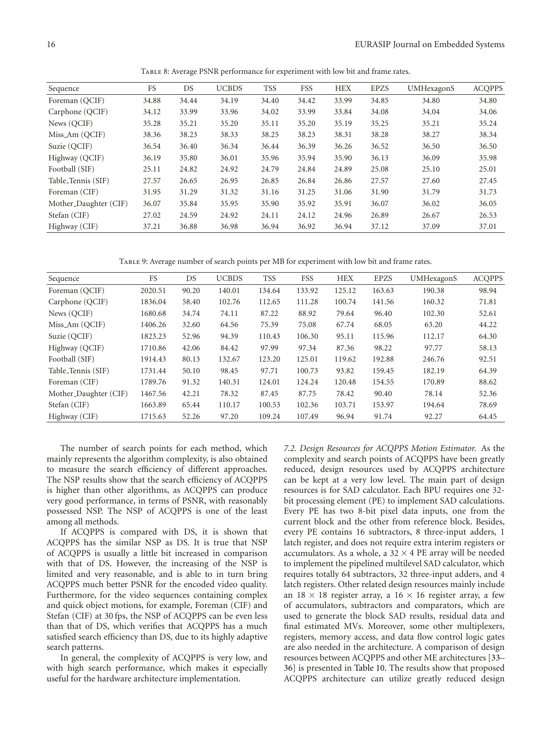Table 8: Average PSNR performance for experiment with low bit and frame rates.

| Sequence | FS | DS | UCBDS | TSS | FSS | HEX | EPZS | UMHexagonS | ACQPPS |
|---|---|---|---|---|---|---|---|---|---|
| Foreman (QCIF) | 34.88 | 34.44 | 34.19 | 34.40 | 34.42 | 33.99 | 34.85 | 34.80 | 34.80 |
| Carphone (QCIF) | 34.12 | 33.99 | 33.96 | 34.02 | 33.99 | 33.84 | 34.08 | 34.04 | 34.06 |
| News (QCIF) | 35.28 | 35.21 | 35.20 | 35.11 | 35.20 | 35.19 | 35.25 | 35.21 | 35.24 |
| Miss_Am (QCIF) | 38.36 | 38.23 | 38.33 | 38.25 | 38.23 | 38.31 | 38.28 | 38.27 | 38.34 |
| Suzie (QCIF) | 36.54 | 36.40 | 36.34 | 36.44 | 36.39 | 36.26 | 36.52 | 36.50 | 36.50 |
| Highway (QCIF) | 36.19 | 35.80 | 36.01 | 35.96 | 35.94 | 35.90 | 36.13 | 36.09 | 35.98 |
| Football (SIF) | 25.11 | 24.82 | 24.92 | 24.79 | 24.84 | 24.89 | 25.08 | 25.10 | 25.01 |
| Table_Tennis (SIF) | 27.57 | 26.65 | 26.95 | 26.85 | 26.84 | 26.86 | 27.57 | 27.60 | 27.45 |
| Foreman (CIF) | 31.95 | 31.29 | 31.32 | 31.16 | 31.25 | 31.06 | 31.90 | 31.79 | 31.73 |
| Mother_Daughter (CIF) | 36.07 | 35.84 | 35.95 | 35.90 | 35.92 | 35.91 | 36.07 | 36.02 | 36.05 |
| Stefan (CIF) | 27.02 | 24.59 | 24.92 | 24.11 | 24.12 | 24.96 | 26.89 | 26.67 | 26.53 |
| Highway (CIF) | 37.21 | 36.88 | 36.98 | 36.94 | 36.92 | 36.94 | 37.12 | 37.09 | 37.01 |

Table 9: Average number of search points per MB for experiment with low bit and frame rates.

| Sequence | FS | DS | UCBDS | TSS | FSS | HEX | EPZS | UMHexagonS | ACQPPS |
|---|---|---|---|---|---|---|---|---|---|
| Foreman (QCIF) | 2020.51 | 90.20 | 140.01 | 134.64 | 133.92 | 125.12 | 163.63 | 190.38 | 98.94 |
| Carphone (QCIF) | 1836.04 | 58.40 | 102.76 | 112.65 | 111.28 | 100.74 | 141.56 | 160.32 | 71.81 |
| News (QCIF) | 1680.68 | 34.74 | 74.11 | 87.22 | 88.92 | 79.64 | 96.40 | 102.30 | 52.61 |
| Miss_Am (QCIF) | 1406.26 | 32.60 | 64.56 | 75.39 | 75.08 | 67.74 | 68.05 | 63.20 | 44.22 |
| Suzie (QCIF) | 1823.23 | 52.96 | 94.39 | 110.43 | 106.30 | 95.11 | 115.96 | 112.17 | 64.30 |
| Highway (QCIF) | 1710.86 | 42.06 | 84.42 | 97.99 | 97.34 | 87.36 | 98.22 | 97.77 | 58.13 |
| Football (SIF) | 1914.43 | 80.13 | 132.67 | 123.20 | 125.01 | 119.62 | 192.88 | 246.76 | 92.51 |
| Table_Tennis (SIF) | 1731.44 | 50.10 | 98.45 | 97.71 | 100.73 | 93.82 | 159.45 | 182.19 | 64.39 |
| Foreman (CIF) | 1789.76 | 91.32 | 140.31 | 124.01 | 124.24 | 120.48 | 154.55 | 170.89 | 88.62 |
| Mother_Daughter (CIF) | 1467.56 | 42.21 | 78.32 | 87.45 | 87.75 | 78.42 | 90.40 | 78.14 | 52.36 |
| Stefan (CIF) | 1663.89 | 65.44 | 110.17 | 100.53 | 102.36 | 103.71 | 153.97 | 194.64 | 78.69 |
| Highway (CIF) | 1715.63 | 52.26 | 97.20 | 109.24 | 107.49 | 96.94 | 91.74 | 92.27 | 64.45 |

The number of search points for each method, which mainly represents the algorithm complexity, is also obtained to measure the search efficiency of different approaches. The NSP results show that the search efficiency of ACQPPS is higher than other algorithms, as ACQPPS can produce very good performance, in terms of PSNR, with reasonably possessed NSP. The NSP of ACQPPS is one of the least among all methods.

If ACQPPS is compared with DS, it is shown that ACQPPS has the similar NSP as DS. It is true that NSP of ACQPPS is usually a little bit increased in comparison with that of DS. However, the increasing of the NSP is limited and very reasonable, and is able to in turn bring ACQPPS much better PSNR for the encoded video quality. Furthermore, for the video sequences containing complex and quick object motions, for example, Foreman (CIF) and Stefan (CIF) at 30 fps, the NSP of ACQPPS can be even less than that of DS, which verifies that ACQPPS has a much satisfied search efficiency than DS, due to its highly adaptive search patterns.

In general, the complexity of ACQPPS is very low, and with high search performance, which makes it especially useful for the hardware architecture implementation.

*7.2. Design Resources for ACQPPS Motion Estimator.* As the complexity and search points of ACQPPS have been greatly reduced, design resources used by ACQPPS architecture can be kept at a very low level. The main part of design resources is for SAD calculator. Each BPU requires one 32-bit processing element (PE) to implement SAD calculations. Every PE has two 8-bit pixel data inputs, one from the current block and the other from reference block. Besides, every PE contains 16 subtractors, 8 three-input adders, 1 latch register, and does not require extra interim registers or accumulators. As a whole, a $32 \times 4$ PE array will be needed to implement the pipelined multilevel SAD calculator, which requires totally 64 subtractors, 32 three-input adders, and 4 latch registers. Other related design resources mainly include an $18 \times 18$ register array, a $16 \times 16$ register array, a few of accumulators, subtractors and comparators, which are used to generate the block SAD results, residual data and final estimated MVs. Moreover, some other multiplexers, registers, memory access, and data flow control logic gates are also needed in the architecture. A comparison of design resources between ACQPPS and other ME architectures [33–36] is presented in Table 10. The results show that proposed ACQPPS architecture can utilize greatly reduced design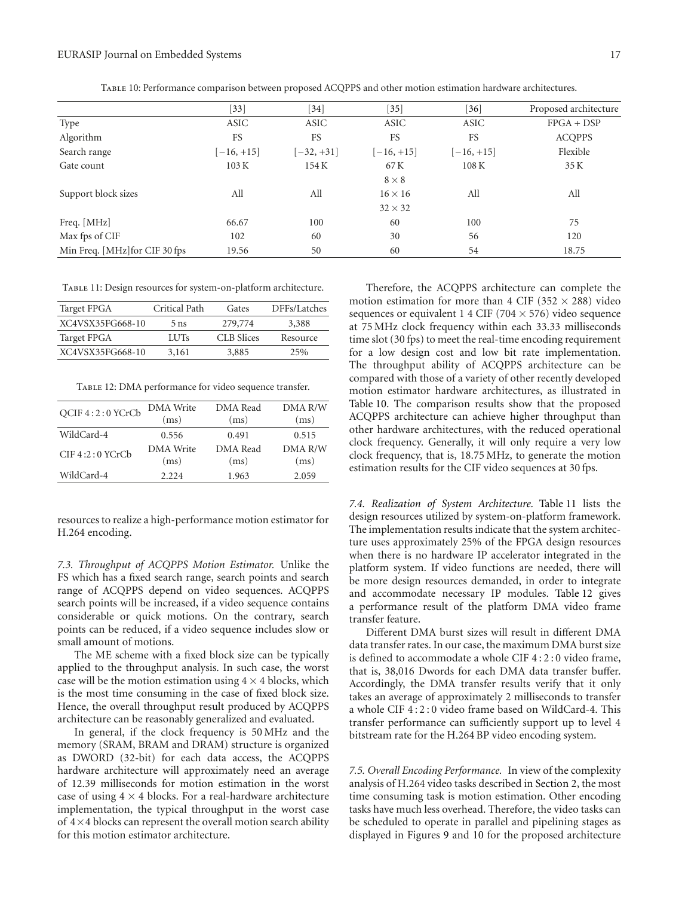Table 10: Performance comparison between proposed ACQPPS and other motion estimation hardware architectures.

| | [33] | [34] | [35] | [36] | Proposed architecture |
|---|---|---|---|---|---|
| Type | ASIC | ASIC | ASIC | ASIC | FPGA + DSP |
| Algorithm | FS | FS | FS | FS | ACQPPS |
| Search range | $[-16, +15]$ | $[-32, +31]$ | $[-16, +15]$ | $[-16, +15]$ | Flexible |
| Gate count | 103 K | 154 K | 67 K | 108 K | 35 K |
| Support block sizes | All | All | $8 \times 8$, $16 \times 16$, $32 \times 32$ | All | All |
| Freq. [MHz] | 66.67 | 100 | 60 | 100 | 75 |
| Max fps of CIF | 102 | 60 | 30 | 56 | 120 |
| Min Freq. [MHz]for CIF 30 fps | 19.56 | 50 | 60 | 54 | 18.75 |

Table 11: Design resources for system-on-platform architecture.

| Target FPGA | Critical Path | Gates | DFFs/Latches |
|---|---|---|---|
| XC4VSX35FG668-10 | 5 ns | 279,774 | 3,388 |
| Target FPGA | LUTs | CLB Slices | Resource |
| XC4VSX35FG668-10 | 3,161 | 3,885 | 25% |

Table 12: DMA performance for video sequence transfer.

| QCIF 4 : 2 : 0 YCrCb | DMA Write (ms) | DMA Read (ms) | DMA R/W (ms) |
|---|---|---|---|
| WildCard-4 | 0.556 | 0.491 | 0.515 |
| CIF 4 :2 : 0 YCrCb | DMA Write (ms) | DMA Read (ms) | DMA R/W (ms) |
| WildCard-4 | 2.224 | 1.963 | 2.059 |

resources to realize a high-performance motion estimator for H.264 encoding.

*7.3. Throughput of ACQPPS Motion Estimator.* Unlike the FS which has a fixed search range, search points and search range of ACQPPS depend on video sequences. ACQPPS search points will be increased, if a video sequence contains considerable or quick motions. On the contrary, search points can be reduced, if a video sequence includes slow or small amount of motions.

The ME scheme with a fixed block size can be typically applied to the throughput analysis. In such case, the worst case will be the motion estimation using $4 \times 4$ blocks, which is the most time consuming in the case of fixed block size. Hence, the overall throughput result produced by ACQPPS architecture can be reasonably generalized and evaluated.

In general, if the clock frequency is 50 MHz and the memory (SRAM, BRAM and DRAM) structure is organized as DWORD (32-bit) for each data access, the ACQPPS hardware architecture will approximately need an average of 12.39 milliseconds for motion estimation in the worst case of using $4 \times 4$ blocks. For a real-hardware architecture implementation, the typical throughput in the worst case of $4 \times 4$ blocks can represent the overall motion search ability for this motion estimator architecture.

Therefore, the ACQPPS architecture can complete the motion estimation for more than 4 CIF ($352 \times 288$) video sequences or equivalent 1 4 CIF ($704 \times 576$) video sequence at 75 MHz clock frequency within each 33.33 milliseconds time slot (30 fps) to meet the real-time encoding requirement for a low design cost and low bit rate implementation. The throughput ability of ACQPPS architecture can be compared with those of a variety of other recently developed motion estimator hardware architectures, as illustrated in Table 10. The comparison results show that the proposed ACQPPS architecture can achieve higher throughput than other hardware architectures, with the reduced operational clock frequency. Generally, it will only require a very low clock frequency, that is, 18.75 MHz, to generate the motion estimation results for the CIF video sequences at 30 fps.

*7.4. Realization of System Architecture.* Table 11 lists the design resources utilized by system-on-platform framework. The implementation results indicate that the system architecture uses approximately 25% of the FPGA design resources when there is no hardware IP accelerator integrated in the platform system. If video functions are needed, there will be more design resources demanded, in order to integrate and accommodate necessary IP modules. Table 12 gives a performance result of the platform DMA video frame transfer feature.

Different DMA burst sizes will result in different DMA data transfer rates. In our case, the maximum DMA burst size is defined to accommodate a whole CIF 4 : 2 : 0 video frame, that is, 38,016 Dwords for each DMA data transfer buffer. Accordingly, the DMA transfer results verify that it only takes an average of approximately 2 milliseconds to transfer a whole CIF 4 : 2 : 0 video frame based on WildCard-4. This transfer performance can sufficiently support up to level 4 bitstream rate for the H.264 BP video encoding system.

*7.5. Overall Encoding Performance.* In view of the complexity analysis of H.264 video tasks described in Section 2, the most time consuming task is motion estimation. Other encoding tasks have much less overhead. Therefore, the video tasks can be scheduled to operate in parallel and pipelining stages as displayed in Figures 9 and 10 for the proposed architecture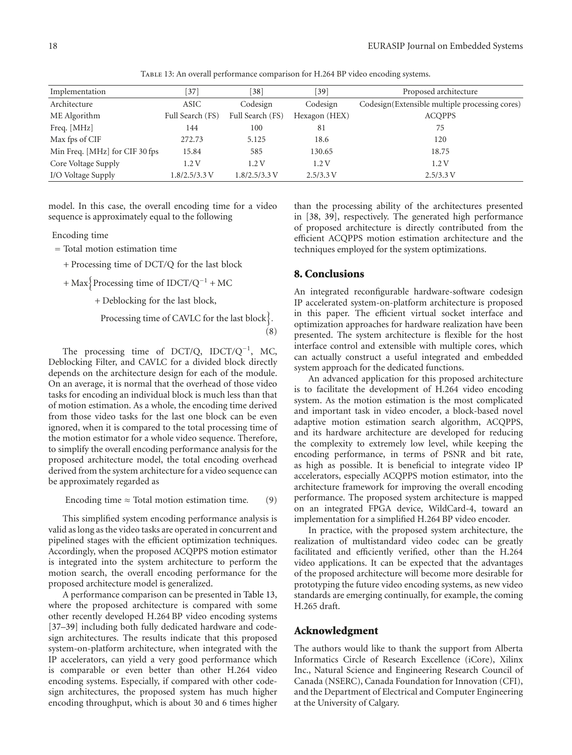Table 13: An overall performance comparison for H.264 BP video encoding systems.

| Implementation | [37] | [38] | [39] | Proposed architecture |
|---|---|---|---|---|
| Architecture | ASIC | Codesign | Codesign | Codesign(Extensible multiple processing cores) |
| ME Algorithm | Full Search (FS) | Full Search (FS) | Hexagon (HEX) | ACQPPS |
| Freq. [MHz] | 144 | 100 | 81 | 75 |
| Max fps of CIF | 272.73 | 5.125 | 18.6 | 120 |
| Min Freq. [MHz] for CIF 30 fps | 15.84 | 585 | 130.65 | 18.75 |
| Core Voltage Supply | 1.2 V | 1.2 V | 1.2 V | 1.2 V |
| I/O Voltage Supply | 1.8/2.5/3.3 V | 1.8/2.5/3.3 V | 2.5/3.3 V | 2.5/3.3 V |

model. In this case, the overall encoding time for a video sequence is approximately equal to the following

$$\begin{aligned}
&\text{Encoding time} \\
&\quad = \text{Total motion estimation time} \\
&\qquad + \text{Processing time of DCT/Q for the last block} \\
&\qquad + \text{Max}\Big\{\text{Processing time of IDCT/Q}^{-1} + \text{MC} \\
&\qquad\qquad + \text{Deblocking for the last block}, \\
&\qquad\qquad\quad \text{Processing time of CAVLC for the last block}\Big\}.
\end{aligned} \tag{8}$$

The processing time of DCT/Q, IDCT/$Q^{-1}$, MC, Deblocking Filter, and CAVLC for a divided block directly depends on the architecture design for each of the module. On an average, it is normal that the overhead of those video tasks for encoding an individual block is much less than that of motion estimation. As a whole, the encoding time derived from those video tasks for the last one block can be even ignored, when it is compared to the total processing time of the motion estimator for a whole video sequence. Therefore, to simplify the overall encoding performance analysis for the proposed architecture model, the total encoding overhead derived from the system architecture for a video sequence can be approximately regarded as

$$\text{Encoding time} \approx \text{Total motion estimation time}. \tag{9}$$

This simplified system encoding performance analysis is valid as long as the video tasks are operated in concurrent and pipelined stages with the efficient optimization techniques. Accordingly, when the proposed ACQPPS motion estimator is integrated into the system architecture to perform the motion search, the overall encoding performance for the proposed architecture model is generalized.

A performance comparison can be presented in Table 13, where the proposed architecture is compared with some other recently developed H.264 BP video encoding systems [37–39] including both fully dedicated hardware and codesign architectures. The results indicate that this proposed system-on-platform architecture, when integrated with the IP accelerators, can yield a very good performance which is comparable or even better than other H.264 video encoding systems. Especially, if compared with other codesign architectures, the proposed system has much higher encoding throughput, which is about 30 and 6 times higher than the processing ability of the architectures presented in [38, 39], respectively. The generated high performance of proposed architecture is directly contributed from the efficient ACQPPS motion estimation architecture and the techniques employed for the system optimizations.

## 8. Conclusions

An integrated reconfigurable hardware-software codesign IP accelerated system-on-platform architecture is proposed in this paper. The efficient virtual socket interface and optimization approaches for hardware realization have been presented. The system architecture is flexible for the host interface control and extensible with multiple cores, which can actually construct a useful integrated and embedded system approach for the dedicated functions.

An advanced application for this proposed architecture is to facilitate the development of H.264 video encoding system. As the motion estimation is the most complicated and important task in video encoder, a block-based novel adaptive motion estimation search algorithm, ACQPPS, and its hardware architecture are developed for reducing the complexity to extremely low level, while keeping the encoding performance, in terms of PSNR and bit rate, as high as possible. It is beneficial to integrate video IP accelerators, especially ACQPPS motion estimator, into the architecture framework for improving the overall encoding performance. The proposed system architecture is mapped on an integrated FPGA device, WildCard-4, toward an implementation for a simplified H.264 BP video encoder.

In practice, with the proposed system architecture, the realization of multistandard video codec can be greatly facilitated and efficiently verified, other than the H.264 video applications. It can be expected that the advantages of the proposed architecture will become more desirable for prototyping the future video encoding systems, as new video standards are emerging continually, for example, the coming H.265 draft.

## Acknowledgment

The authors would like to thank the support from Alberta Informatics Circle of Research Excellence (iCore), Xilinx Inc., Natural Science and Engineering Research Council of Canada (NSERC), Canada Foundation for Innovation (CFI), and the Department of Electrical and Computer Engineering at the University of Calgary.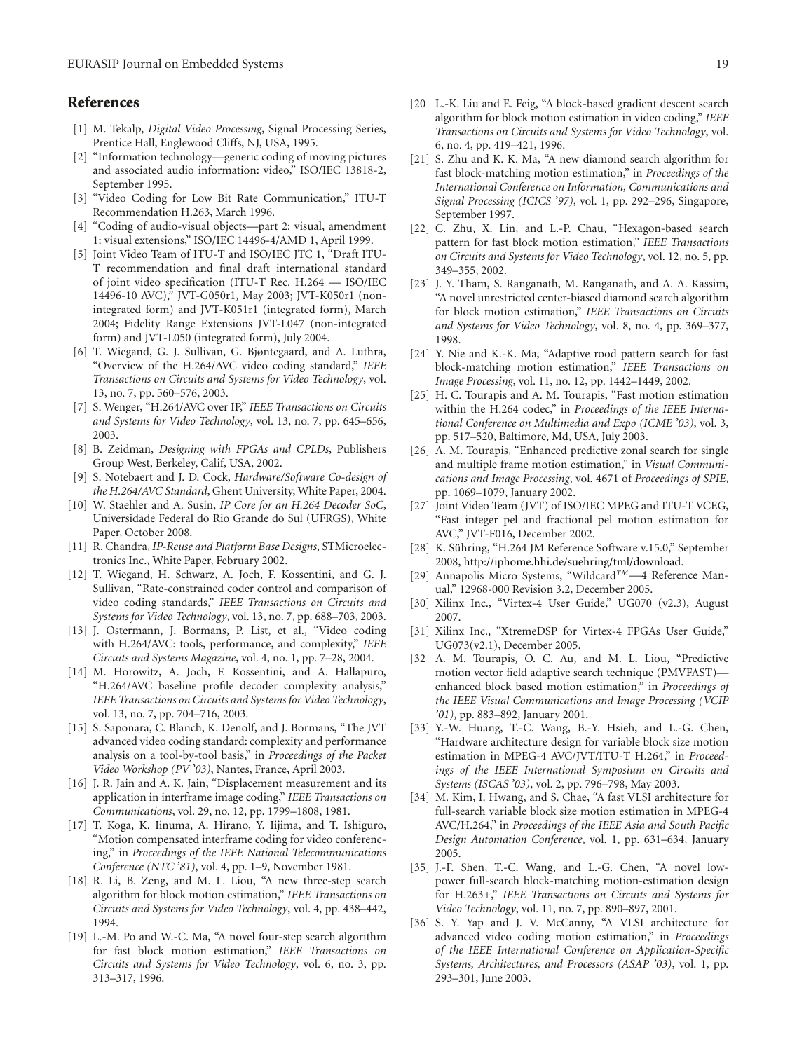## References

[1] M. Tekalp, *Digital Video Processing*, Signal Processing Series, Prentice Hall, Englewood Cliffs, NJ, USA, 1995.

[2] "Information technology—generic coding of moving pictures and associated audio information: video," ISO/IEC 13818-2, September 1995.

[3] "Video Coding for Low Bit Rate Communication," ITU-T Recommendation H.263, March 1996.

[4] "Coding of audio-visual objects—part 2: visual, amendment 1: visual extensions," ISO/IEC 14496-4/AMD 1, April 1999.

[5] Joint Video Team of ITU-T and ISO/IEC JTC 1, "Draft ITU-T recommendation and final draft international standard of joint video specification (ITU-T Rec. H.264 — ISO/IEC 14496-10 AVC)," JVT-G050r1, May 2003; JVT-K050r1 (non-integrated form) and JVT-K051r1 (integrated form), March 2004; Fidelity Range Extensions JVT-L047 (non-integrated form) and JVT-L050 (integrated form), July 2004.

[6] T. Wiegand, G. J. Sullivan, G. Bjøntegaard, and A. Luthra, "Overview of the H.264/AVC video coding standard," *IEEE Transactions on Circuits and Systems for Video Technology*, vol. 13, no. 7, pp. 560–576, 2003.

[7] S. Wenger, "H.264/AVC over IP," *IEEE Transactions on Circuits and Systems for Video Technology*, vol. 13, no. 7, pp. 645–656, 2003.

[8] B. Zeidman, *Designing with FPGAs and CPLDs*, Publishers Group West, Berkeley, Calif, USA, 2002.

[9] S. Notebaert and J. D. Cock, *Hardware/Software Co-design of the H.264/AVC Standard*, Ghent University, White Paper, 2004.

[10] W. Staehler and A. Susin, *IP Core for an H.264 Decoder SoC*, Universidade Federal do Rio Grande do Sul (UFRGS), White Paper, October 2008.

[11] R. Chandra, *IP-Reuse and Platform Base Designs*, STMicroelectronics Inc., White Paper, February 2002.

[12] T. Wiegand, H. Schwarz, A. Joch, F. Kossentini, and G. J. Sullivan, "Rate-constrained coder control and comparison of video coding standards," *IEEE Transactions on Circuits and Systems for Video Technology*, vol. 13, no. 7, pp. 688–703, 2003.

[13] J. Ostermann, J. Bormans, P. List, et al., "Video coding with H.264/AVC: tools, performance, and complexity," *IEEE Circuits and Systems Magazine*, vol. 4, no. 1, pp. 7–28, 2004.

[14] M. Horowitz, A. Joch, F. Kossentini, and A. Hallapuro, "H.264/AVC baseline profile decoder complexity analysis," *IEEE Transactions on Circuits and Systems for Video Technology*, vol. 13, no. 7, pp. 704–716, 2003.

[15] S. Saponara, C. Blanch, K. Denolf, and J. Bormans, "The JVT advanced video coding standard: complexity and performance analysis on a tool-by-tool basis," in *Proceedings of the Packet Video Workshop (PV '03)*, Nantes, France, April 2003.

[16] J. R. Jain and A. K. Jain, "Displacement measurement and its application in interframe image coding," *IEEE Transactions on Communications*, vol. 29, no. 12, pp. 1799–1808, 1981.

[17] T. Koga, K. Iinuma, A. Hirano, Y. Iijima, and T. Ishiguro, "Motion compensated interframe coding for video conferencing," in *Proceedings of the IEEE National Telecommunications Conference (NTC '81)*, vol. 4, pp. 1–9, November 1981.

[18] R. Li, B. Zeng, and M. L. Liou, "A new three-step search algorithm for block motion estimation," *IEEE Transactions on Circuits and Systems for Video Technology*, vol. 4, pp. 438–442, 1994.

[19] L.-M. Po and W.-C. Ma, "A novel four-step search algorithm for fast block motion estimation," *IEEE Transactions on Circuits and Systems for Video Technology*, vol. 6, no. 3, pp. 313–317, 1996.

[20] L.-K. Liu and E. Feig, "A block-based gradient descent search algorithm for block motion estimation in video coding," *IEEE Transactions on Circuits and Systems for Video Technology*, vol. 6, no. 4, pp. 419–421, 1996.

[21] S. Zhu and K. K. Ma, "A new diamond search algorithm for fast block-matching motion estimation," in *Proceedings of the International Conference on Information, Communications and Signal Processing (ICICS '97)*, vol. 1, pp. 292–296, Singapore, September 1997.

[22] C. Zhu, X. Lin, and L.-P. Chau, "Hexagon-based search pattern for fast block motion estimation," *IEEE Transactions on Circuits and Systems for Video Technology*, vol. 12, no. 5, pp. 349–355, 2002.

[23] J. Y. Tham, S. Ranganath, M. Ranganath, and A. A. Kassim, "A novel unrestricted center-biased diamond search algorithm for block motion estimation," *IEEE Transactions on Circuits and Systems for Video Technology*, vol. 8, no. 4, pp. 369–377, 1998.

[24] Y. Nie and K.-K. Ma, "Adaptive rood pattern search for fast block-matching motion estimation," *IEEE Transactions on Image Processing*, vol. 11, no. 12, pp. 1442–1449, 2002.

[25] H. C. Tourapis and A. M. Tourapis, "Fast motion estimation within the H.264 codec," in *Proceedings of the IEEE International Conference on Multimedia and Expo (ICME '03)*, vol. 3, pp. 517–520, Baltimore, Md, USA, July 2003.

[26] A. M. Tourapis, "Enhanced predictive zonal search for single and multiple frame motion estimation," in *Visual Communications and Image Processing*, vol. 4671 of *Proceedings of SPIE*, pp. 1069–1079, January 2002.

[27] Joint Video Team (JVT) of ISO/IEC MPEG and ITU-T VCEG, "Fast integer pel and fractional pel motion estimation for AVC," JVT-F016, December 2002.

[28] K. Sühring, "H.264 JM Reference Software v.15.0," September 2008, http://iphome.hhi.de/suehring/tml/download.

[29] Annapolis Micro Systems, "Wildcard$^{TM}$—4 Reference Manual," 12968-000 Revision 3.2, December 2005.

[30] Xilinx Inc., "Virtex-4 User Guide," UG070 (v2.3), August 2007.

[31] Xilinx Inc., "XtremeDSP for Virtex-4 FPGAs User Guide," UG073(v2.1), December 2005.

[32] A. M. Tourapis, O. C. Au, and M. L. Liou, "Predictive motion vector field adaptive search technique (PMVFAST)—enhanced block based motion estimation," in *Proceedings of the IEEE Visual Communications and Image Processing (VCIP '01)*, pp. 883–892, January 2001.

[33] Y.-W. Huang, T.-C. Wang, B.-Y. Hsieh, and L.-G. Chen, "Hardware architecture design for variable block size motion estimation in MPEG-4 AVC/JVT/ITU-T H.264," in *Proceedings of the IEEE International Symposium on Circuits and Systems (ISCAS '03)*, vol. 2, pp. 796–798, May 2003.

[34] M. Kim, I. Hwang, and S. Chae, "A fast VLSI architecture for full-search variable block size motion estimation in MPEG-4 AVC/H.264," in *Proceedings of the IEEE Asia and South Pacific Design Automation Conference*, vol. 1, pp. 631–634, January 2005.

[35] J.-F. Shen, T.-C. Wang, and L.-G. Chen, "A novel low-power full-search block-matching motion-estimation design for H.263+," *IEEE Transactions on Circuits and Systems for Video Technology*, vol. 11, no. 7, pp. 890–897, 2001.

[36] S. Y. Yap and J. V. McCanny, "A VLSI architecture for advanced video coding motion estimation," in *Proceedings of the IEEE International Conference on Application-Specific Systems, Architectures, and Processors (ASAP '03)*, vol. 1, pp. 293–301, June 2003.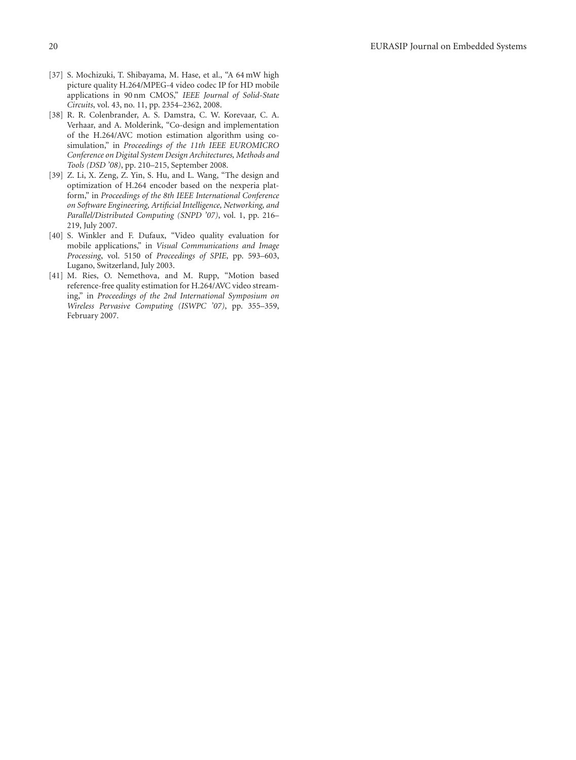[37] S. Mochizuki, T. Shibayama, M. Hase, et al., "A 64 mW high picture quality H.264/MPEG-4 video codec IP for HD mobile applications in 90 nm CMOS," *IEEE Journal of Solid-State Circuits*, vol. 43, no. 11, pp. 2354–2362, 2008.

[38] R. R. Colenbrander, A. S. Damstra, C. W. Korevaar, C. A. Verhaar, and A. Molderink, "Co-design and implementation of the H.264/AVC motion estimation algorithm using co-simulation," in *Proceedings of the 11th IEEE EUROMICRO Conference on Digital System Design Architectures, Methods and Tools (DSD '08)*, pp. 210–215, September 2008.

[39] Z. Li, X. Zeng, Z. Yin, S. Hu, and L. Wang, "The design and optimization of H.264 encoder based on the nexperia platform," in *Proceedings of the 8th IEEE International Conference on Software Engineering, Artificial Intelligence, Networking, and Parallel/Distributed Computing (SNPD '07)*, vol. 1, pp. 216–219, July 2007.

[40] S. Winkler and F. Dufaux, "Video quality evaluation for mobile applications," in *Visual Communications and Image Processing*, vol. 5150 of *Proceedings of SPIE*, pp. 593–603, Lugano, Switzerland, July 2003.

[41] M. Ries, O. Nemethova, and M. Rupp, "Motion based reference-free quality estimation for H.264/AVC video streaming," in *Proceedings of the 2nd International Symposium on Wireless Pervasive Computing (ISWPC '07)*, pp. 355–359, February 2007.